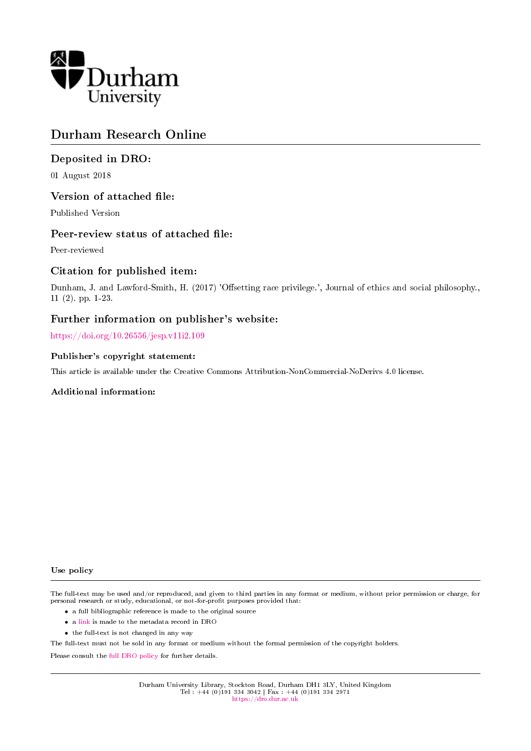Durham University

# Durham Research Online

### Deposited in DRO:

01 August 2018

### Version of attached file:

Published Version

### Peer-review status of attached file:

Peer-reviewed

### Citation for published item:

Dunham, J. and Lawford-Smith, H. (2017) 'Offsetting race privilege.', Journal of ethics and social philosophy., 11 (2). pp. 1-23.

### Further information on publisher's website:

https://doi.org/10.26556/jesp.v11i2.109

#### Publisher's copyright statement:

This article is available under the Creative Commons Attribution-NonCommercial-NoDerivs 4.0 license.

#### Additional information:

#### Use policy

The full-text may be used and/or reproduced, and given to third parties in any format or medium, without prior permission or charge, for personal research or study, educational, or not-for-profit purposes provided that:

- a full bibliographic reference is made to the original source
- a link is made to the metadata record in DRO
- the full-text is not changed in any way

The full-text must not be sold in any format or medium without the formal permission of the copyright holders.

Please consult the full DRO policy for further details.

Durham University Library, Stockton Road, Durham DH1 3LY, United Kingdom
Tel : +44 (0)191 334 3042 | Fax : +44 (0)191 334 2971
https://dro.dur.ac.uk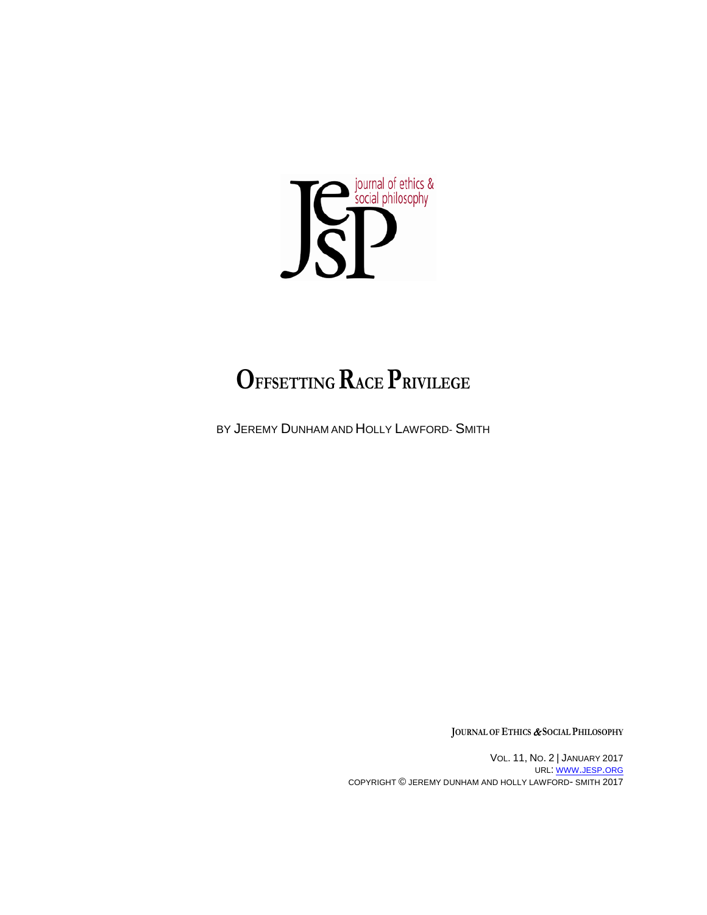# OFFSETTING RACE PRIVILEGE

BY JEREMY DUNHAM AND HOLLY LAWFORD-SMITH

JOURNAL OF ETHICS & SOCIAL PHILOSOPHY

VOL. 11, NO. 2 | JANUARY 2017
URL: WWW.JESP.ORG
COPYRIGHT © JEREMY DUNHAM AND HOLLY LAWFORD-SMITH 2017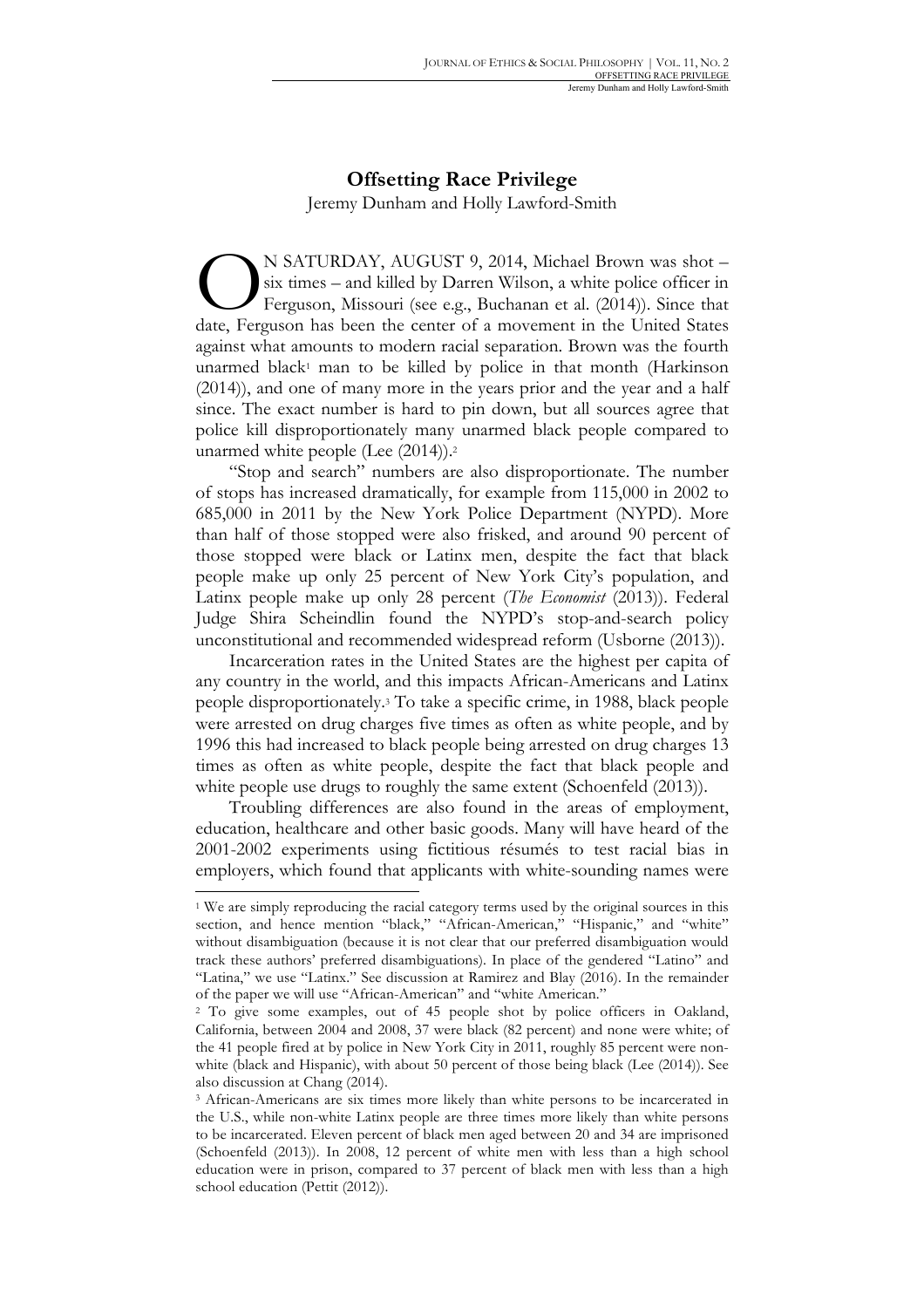# Offsetting Race Privilege

Jeremy Dunham and Holly Lawford-Smith

On Saturday, August 9, 2014, Michael Brown was shot – six times – and killed by Darren Wilson, a white police officer in Ferguson, Missouri (see e.g., Buchanan et al. (2014)). Since that date, Ferguson has been the center of a movement in the United States against what amounts to modern racial separation. Brown was the fourth unarmed black[1] man to be killed by police in that month (Harkinson (2014)), and one of many more in the years prior and the year and a half since. The exact number is hard to pin down, but all sources agree that police kill disproportionately many unarmed black people compared to unarmed white people (Lee (2014)).[2]

"Stop and search" numbers are also disproportionate. The number of stops has increased dramatically, for example from 115,000 in 2002 to 685,000 in 2011 by the New York Police Department (NYPD). More than half of those stopped were also frisked, and around 90 percent of those stopped were black or Latinx men, despite the fact that black people make up only 25 percent of New York City's population, and Latinx people make up only 28 percent (*The Economist* (2013)). Federal Judge Shira Scheindlin found the NYPD's stop-and-search policy unconstitutional and recommended widespread reform (Usborne (2013)).

Incarceration rates in the United States are the highest per capita of any country in the world, and this impacts African-Americans and Latinx people disproportionately.[3] To take a specific crime, in 1988, black people were arrested on drug charges five times as often as white people, and by 1996 this had increased to black people being arrested on drug charges 13 times as often as white people, despite the fact that black people and white people use drugs to roughly the same extent (Schoenfeld (2013)).

Troubling differences are also found in the areas of employment, education, healthcare and other basic goods. Many will have heard of the 2001-2002 experiments using fictitious résumés to test racial bias in employers, which found that applicants with white-sounding names were

---

[1] We are simply reproducing the racial category terms used by the original sources in this section, and hence mention "black," "African-American," "Hispanic," and "white" without disambiguation (because it is not clear that our preferred disambiguation would track these authors' preferred disambiguations). In place of the gendered "Latino" and "Latina," we use "Latinx." See discussion at Ramirez and Blay (2016). In the remainder of the paper we will use "African-American" and "white American."

[2] To give some examples, out of 45 people shot by police officers in Oakland, California, between 2004 and 2008, 37 were black (82 percent) and none were white; of the 41 people fired at by police in New York City in 2011, roughly 85 percent were non-white (black and Hispanic), with about 50 percent of those being black (Lee (2014)). See also discussion at Chang (2014).

[3] African-Americans are six times more likely than white persons to be incarcerated in the U.S., while non-white Latinx people are three times more likely than white persons to be incarcerated. Eleven percent of black men aged between 20 and 34 are imprisoned (Schoenfeld (2013)). In 2008, 12 percent of white men with less than a high school education were in prison, compared to 37 percent of black men with less than a high school education (Pettit (2012)).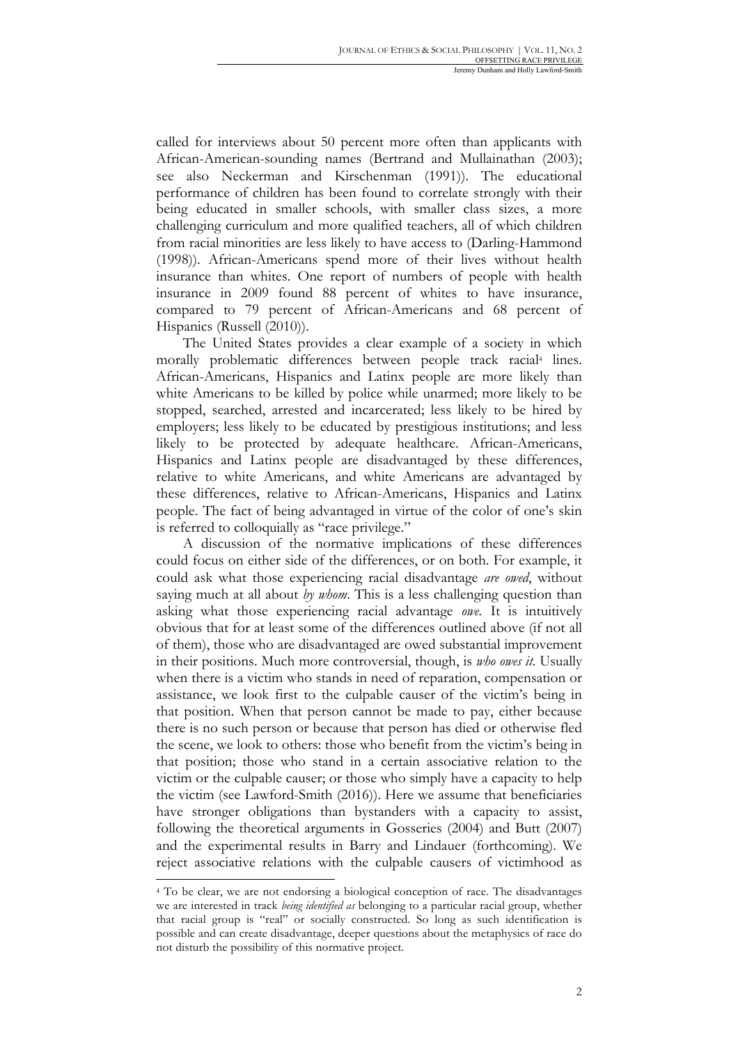called for interviews about 50 percent more often than applicants with African-American-sounding names (Bertrand and Mullainathan (2003); see also Neckerman and Kirschenman (1991)). The educational performance of children has been found to correlate strongly with their being educated in smaller schools, with smaller class sizes, a more challenging curriculum and more qualified teachers, all of which children from racial minorities are less likely to have access to (Darling-Hammond (1998)). African-Americans spend more of their lives without health insurance than whites. One report of numbers of people with health insurance in 2009 found 88 percent of whites to have insurance, compared to 79 percent of African-Americans and 68 percent of Hispanics (Russell (2010)).

The United States provides a clear example of a society in which morally problematic differences between people track racial[4] lines. African-Americans, Hispanics and Latinx people are more likely than white Americans to be killed by police while unarmed; more likely to be stopped, searched, arrested and incarcerated; less likely to be hired by employers; less likely to be educated by prestigious institutions; and less likely to be protected by adequate healthcare. African-Americans, Hispanics and Latinx people are disadvantaged by these differences, relative to white Americans, and white Americans are advantaged by these differences, relative to African-Americans, Hispanics and Latinx people. The fact of being advantaged in virtue of the color of one's skin is referred to colloquially as "race privilege."

A discussion of the normative implications of these differences could focus on either side of the differences, or on both. For example, it could ask what those experiencing racial disadvantage *are owed*, without saying much at all about *by whom*. This is a less challenging question than asking what those experiencing racial advantage *owe*. It is intuitively obvious that for at least some of the differences outlined above (if not all of them), those who are disadvantaged are owed substantial improvement in their positions. Much more controversial, though, is *who owes it*. Usually when there is a victim who stands in need of reparation, compensation or assistance, we look first to the culpable causer of the victim's being in that position. When that person cannot be made to pay, either because there is no such person or because that person has died or otherwise fled the scene, we look to others: those who benefit from the victim's being in that position; those who stand in a certain associative relation to the victim or the culpable causer; or those who simply have a capacity to help the victim (see Lawford-Smith (2016)). Here we assume that beneficiaries have stronger obligations than bystanders with a capacity to assist, following the theoretical arguments in Gosseries (2004) and Butt (2007) and the experimental results in Barry and Lindauer (forthcoming). We reject associative relations with the culpable causers of victimhood as

[4] To be clear, we are not endorsing a biological conception of race. The disadvantages we are interested in track *being identified as* belonging to a particular racial group, whether that racial group is "real" or socially constructed. So long as such identification is possible and can create disadvantage, deeper questions about the metaphysics of race do not disturb the possibility of this normative project.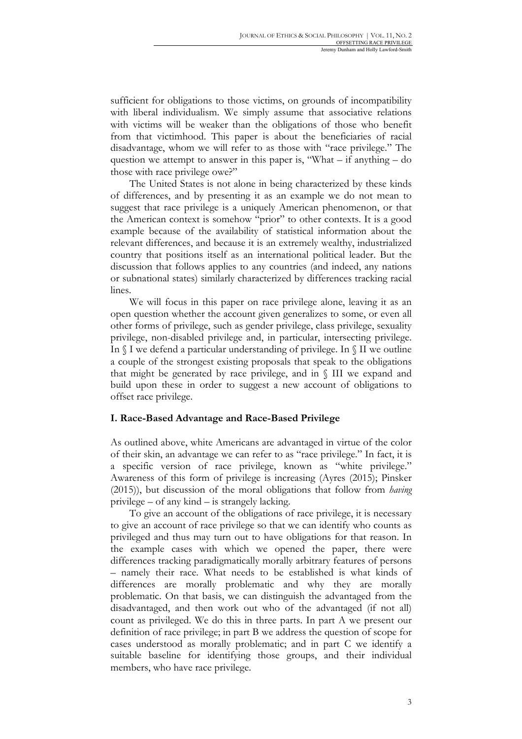sufficient for obligations to those victims, on grounds of incompatibility with liberal individualism. We simply assume that associative relations with victims will be weaker than the obligations of those who benefit from that victimhood. This paper is about the beneficiaries of racial disadvantage, whom we will refer to as those with "race privilege." The question we attempt to answer in this paper is, "What – if anything – do those with race privilege owe?"

The United States is not alone in being characterized by these kinds of differences, and by presenting it as an example we do not mean to suggest that race privilege is a uniquely American phenomenon, or that the American context is somehow "prior" to other contexts. It is a good example because of the availability of statistical information about the relevant differences, and because it is an extremely wealthy, industrialized country that positions itself as an international political leader. But the discussion that follows applies to any countries (and indeed, any nations or subnational states) similarly characterized by differences tracking racial lines.

We will focus in this paper on race privilege alone, leaving it as an open question whether the account given generalizes to some, or even all other forms of privilege, such as gender privilege, class privilege, sexuality privilege, non-disabled privilege and, in particular, intersecting privilege. In § I we defend a particular understanding of privilege. In § II we outline a couple of the strongest existing proposals that speak to the obligations that might be generated by race privilege, and in § III we expand and build upon these in order to suggest a new account of obligations to offset race privilege.

## I. Race-Based Advantage and Race-Based Privilege

As outlined above, white Americans are advantaged in virtue of the color of their skin, an advantage we can refer to as "race privilege." In fact, it is a specific version of race privilege, known as "white privilege." Awareness of this form of privilege is increasing (Ayres (2015); Pinsker (2015)), but discussion of the moral obligations that follow from *having* privilege – of any kind – is strangely lacking.

To give an account of the obligations of race privilege, it is necessary to give an account of race privilege so that we can identify who counts as privileged and thus may turn out to have obligations for that reason. In the example cases with which we opened the paper, there were differences tracking paradigmatically morally arbitrary features of persons – namely their race. What needs to be established is what kinds of differences are morally problematic and why they are morally problematic. On that basis, we can distinguish the advantaged from the disadvantaged, and then work out who of the advantaged (if not all) count as privileged. We do this in three parts. In part A we present our definition of race privilege; in part B we address the question of scope for cases understood as morally problematic; and in part C we identify a suitable baseline for identifying those groups, and their individual members, who have race privilege.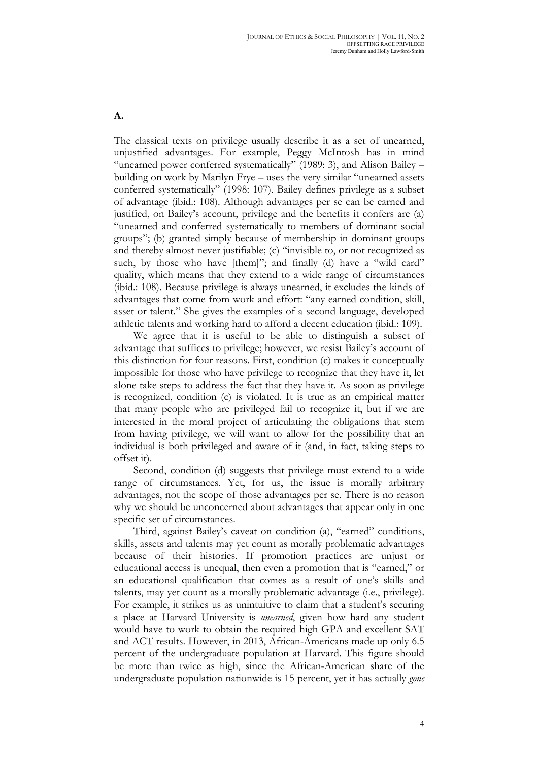**A.**

The classical texts on privilege usually describe it as a set of unearned, unjustified advantages. For example, Peggy McIntosh has in mind "unearned power conferred systematically" (1989: 3), and Alison Bailey – building on work by Marilyn Frye – uses the very similar "unearned assets conferred systematically" (1998: 107). Bailey defines privilege as a subset of advantage (ibid.: 108). Although advantages per se can be earned and justified, on Bailey's account, privilege and the benefits it confers are (a) "unearned and conferred systematically to members of dominant social groups"; (b) granted simply because of membership in dominant groups and thereby almost never justifiable; (c) "invisible to, or not recognized as such, by those who have [them]"; and finally (d) have a "wild card" quality, which means that they extend to a wide range of circumstances (ibid.: 108). Because privilege is always unearned, it excludes the kinds of advantages that come from work and effort: "any earned condition, skill, asset or talent." She gives the examples of a second language, developed athletic talents and working hard to afford a decent education (ibid.: 109).

We agree that it is useful to be able to distinguish a subset of advantage that suffices to privilege; however, we resist Bailey's account of this distinction for four reasons. First, condition (c) makes it conceptually impossible for those who have privilege to recognize that they have it, let alone take steps to address the fact that they have it. As soon as privilege is recognized, condition (c) is violated. It is true as an empirical matter that many people who are privileged fail to recognize it, but if we are interested in the moral project of articulating the obligations that stem from having privilege, we will want to allow for the possibility that an individual is both privileged and aware of it (and, in fact, taking steps to offset it).

Second, condition (d) suggests that privilege must extend to a wide range of circumstances. Yet, for us, the issue is morally arbitrary advantages, not the scope of those advantages per se. There is no reason why we should be unconcerned about advantages that appear only in one specific set of circumstances.

Third, against Bailey's caveat on condition (a), "earned" conditions, skills, assets and talents may yet count as morally problematic advantages because of their histories. If promotion practices are unjust or educational access is unequal, then even a promotion that is "earned," or an educational qualification that comes as a result of one's skills and talents, may yet count as a morally problematic advantage (i.e., privilege). For example, it strikes us as unintuitive to claim that a student's securing a place at Harvard University is *unearned*, given how hard any student would have to work to obtain the required high GPA and excellent SAT and ACT results. However, in 2013, African-Americans made up only 6.5 percent of the undergraduate population at Harvard. This figure should be more than twice as high, since the African-American share of the undergraduate population nationwide is 15 percent, yet it has actually *gone*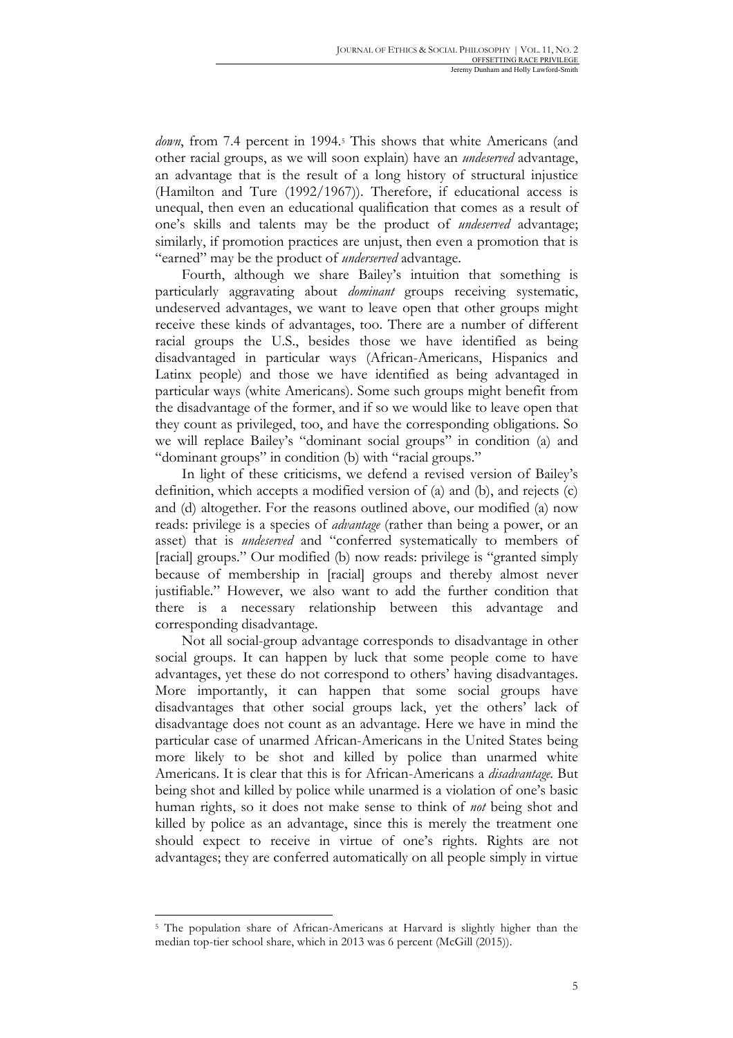*down*, from 7.4 percent in 1994.[5] This shows that white Americans (and other racial groups, as we will soon explain) have an *undeserved* advantage, an advantage that is the result of a long history of structural injustice (Hamilton and Ture (1992/1967)). Therefore, if educational access is unequal, then even an educational qualification that comes as a result of one's skills and talents may be the product of *undeserved* advantage; similarly, if promotion practices are unjust, then even a promotion that is "earned" may be the product of *underserved* advantage.

Fourth, although we share Bailey's intuition that something is particularly aggravating about *dominant* groups receiving systematic, undeserved advantages, we want to leave open that other groups might receive these kinds of advantages, too. There are a number of different racial groups the U.S., besides those we have identified as being disadvantaged in particular ways (African-Americans, Hispanics and Latinx people) and those we have identified as being advantaged in particular ways (white Americans). Some such groups might benefit from the disadvantage of the former, and if so we would like to leave open that they count as privileged, too, and have the corresponding obligations. So we will replace Bailey's "dominant social groups" in condition (a) and "dominant groups" in condition (b) with "racial groups."

In light of these criticisms, we defend a revised version of Bailey's definition, which accepts a modified version of (a) and (b), and rejects (c) and (d) altogether. For the reasons outlined above, our modified (a) now reads: privilege is a species of *advantage* (rather than being a power, or an asset) that is *undeserved* and "conferred systematically to members of [racial] groups." Our modified (b) now reads: privilege is "granted simply because of membership in [racial] groups and thereby almost never justifiable." However, we also want to add the further condition that there is a necessary relationship between this advantage and corresponding disadvantage.

Not all social-group advantage corresponds to disadvantage in other social groups. It can happen by luck that some people come to have advantages, yet these do not correspond to others' having disadvantages. More importantly, it can happen that some social groups have disadvantages that other social groups lack, yet the others' lack of disadvantage does not count as an advantage. Here we have in mind the particular case of unarmed African-Americans in the United States being more likely to be shot and killed by police than unarmed white Americans. It is clear that this is for African-Americans a *disadvantage*. But being shot and killed by police while unarmed is a violation of one's basic human rights, so it does not make sense to think of *not* being shot and killed by police as an advantage, since this is merely the treatment one should expect to receive in virtue of one's rights. Rights are not advantages; they are conferred automatically on all people simply in virtue

[5] The population share of African-Americans at Harvard is slightly higher than the median top-tier school share, which in 2013 was 6 percent (McGill (2015)).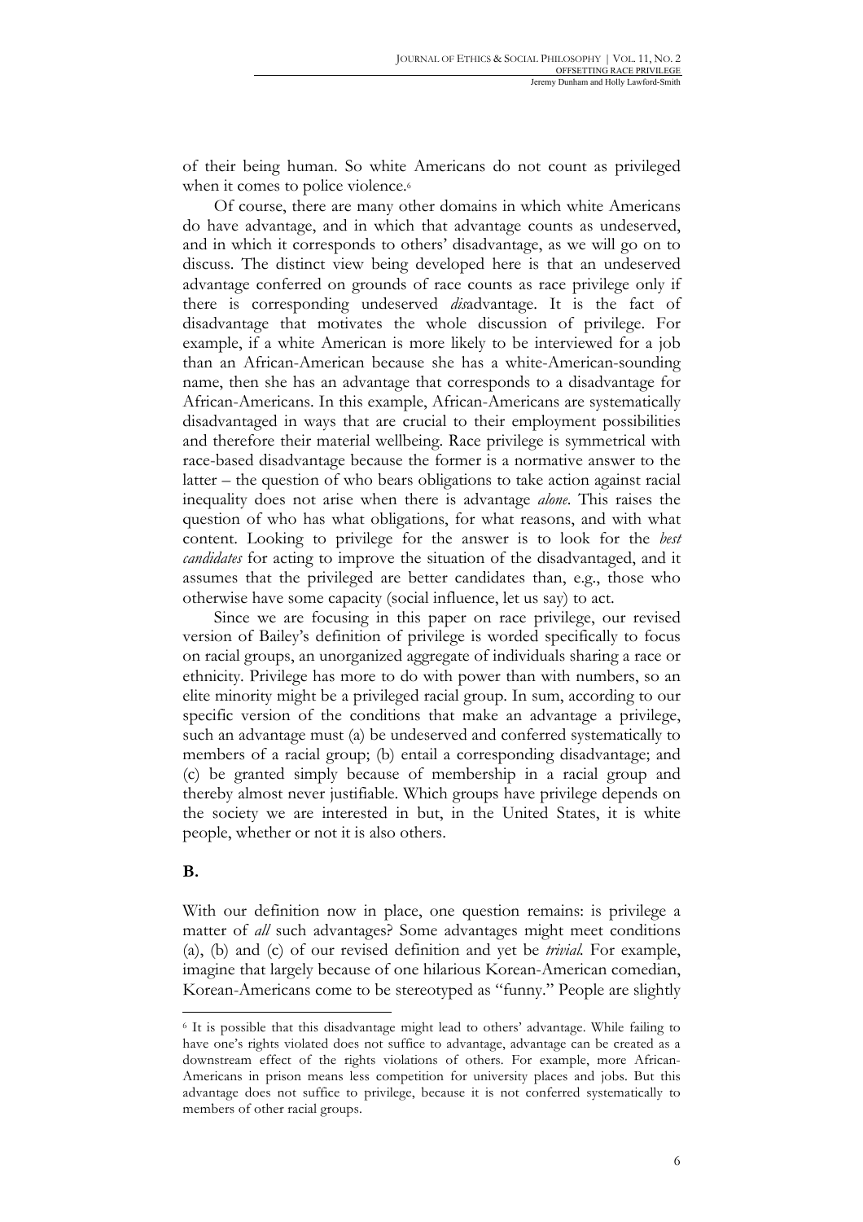of their being human. So white Americans do not count as privileged when it comes to police violence.[6]

Of course, there are many other domains in which white Americans do have advantage, and in which that advantage counts as undeserved, and in which it corresponds to others' disadvantage, as we will go on to discuss. The distinct view being developed here is that an undeserved advantage conferred on grounds of race counts as race privilege only if there is corresponding undeserved *dis*advantage. It is the fact of disadvantage that motivates the whole discussion of privilege. For example, if a white American is more likely to be interviewed for a job than an African-American because she has a white-American-sounding name, then she has an advantage that corresponds to a disadvantage for African-Americans. In this example, African-Americans are systematically disadvantaged in ways that are crucial to their employment possibilities and therefore their material wellbeing. Race privilege is symmetrical with race-based disadvantage because the former is a normative answer to the latter – the question of who bears obligations to take action against racial inequality does not arise when there is advantage *alone*. This raises the question of who has what obligations, for what reasons, and with what content. Looking to privilege for the answer is to look for the *best candidates* for acting to improve the situation of the disadvantaged, and it assumes that the privileged are better candidates than, e.g., those who otherwise have some capacity (social influence, let us say) to act.

Since we are focusing in this paper on race privilege, our revised version of Bailey's definition of privilege is worded specifically to focus on racial groups, an unorganized aggregate of individuals sharing a race or ethnicity. Privilege has more to do with power than with numbers, so an elite minority might be a privileged racial group. In sum, according to our specific version of the conditions that make an advantage a privilege, such an advantage must (a) be undeserved and conferred systematically to members of a racial group; (b) entail a corresponding disadvantage; and (c) be granted simply because of membership in a racial group and thereby almost never justifiable. Which groups have privilege depends on the society we are interested in but, in the United States, it is white people, whether or not it is also others.

## B.

With our definition now in place, one question remains: is privilege a matter of *all* such advantages? Some advantages might meet conditions (a), (b) and (c) of our revised definition and yet be *trivial*. For example, imagine that largely because of one hilarious Korean-American comedian, Korean-Americans come to be stereotyped as "funny." People are slightly

[6] It is possible that this disadvantage might lead to others' advantage. While failing to have one's rights violated does not suffice to advantage, advantage can be created as a downstream effect of the rights violations of others. For example, more African-Americans in prison means less competition for university places and jobs. But this advantage does not suffice to privilege, because it is not conferred systematically to members of other racial groups.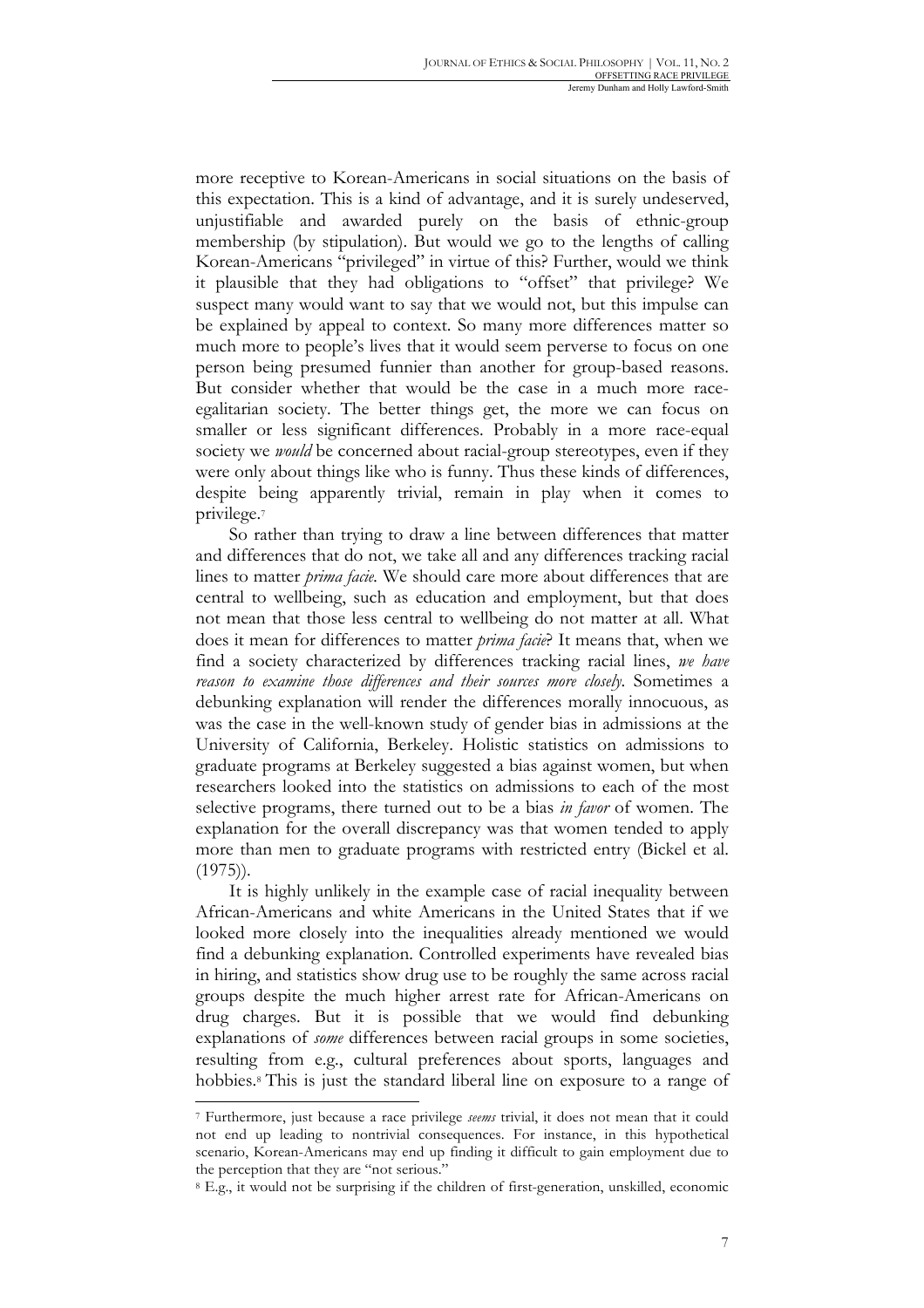more receptive to Korean-Americans in social situations on the basis of this expectation. This is a kind of advantage, and it is surely undeserved, unjustifiable and awarded purely on the basis of ethnic-group membership (by stipulation). But would we go to the lengths of calling Korean-Americans "privileged" in virtue of this? Further, would we think it plausible that they had obligations to "offset" that privilege? We suspect many would want to say that we would not, but this impulse can be explained by appeal to context. So many more differences matter so much more to people's lives that it would seem perverse to focus on one person being presumed funnier than another for group-based reasons. But consider whether that would be the case in a much more race-egalitarian society. The better things get, the more we can focus on smaller or less significant differences. Probably in a more race-equal society we *would* be concerned about racial-group stereotypes, even if they were only about things like who is funny. Thus these kinds of differences, despite being apparently trivial, remain in play when it comes to privilege.[7]

So rather than trying to draw a line between differences that matter and differences that do not, we take all and any differences tracking racial lines to matter *prima facie*. We should care more about differences that are central to wellbeing, such as education and employment, but that does not mean that those less central to wellbeing do not matter at all. What does it mean for differences to matter *prima facie*? It means that, when we find a society characterized by differences tracking racial lines, *we have reason to examine those differences and their sources more closely*. Sometimes a debunking explanation will render the differences morally innocuous, as was the case in the well-known study of gender bias in admissions at the University of California, Berkeley. Holistic statistics on admissions to graduate programs at Berkeley suggested a bias against women, but when researchers looked into the statistics on admissions to each of the most selective programs, there turned out to be a bias *in favor* of women. The explanation for the overall discrepancy was that women tended to apply more than men to graduate programs with restricted entry (Bickel et al. (1975)).

It is highly unlikely in the example case of racial inequality between African-Americans and white Americans in the United States that if we looked more closely into the inequalities already mentioned we would find a debunking explanation. Controlled experiments have revealed bias in hiring, and statistics show drug use to be roughly the same across racial groups despite the much higher arrest rate for African-Americans on drug charges. But it is possible that we would find debunking explanations of *some* differences between racial groups in some societies, resulting from e.g., cultural preferences about sports, languages and hobbies.[8] This is just the standard liberal line on exposure to a range of

---

[7] Furthermore, just because a race privilege *seems* trivial, it does not mean that it could not end up leading to nontrivial consequences. For instance, in this hypothetical scenario, Korean-Americans may end up finding it difficult to gain employment due to the perception that they are "not serious."

[8] E.g., it would not be surprising if the children of first-generation, unskilled, economic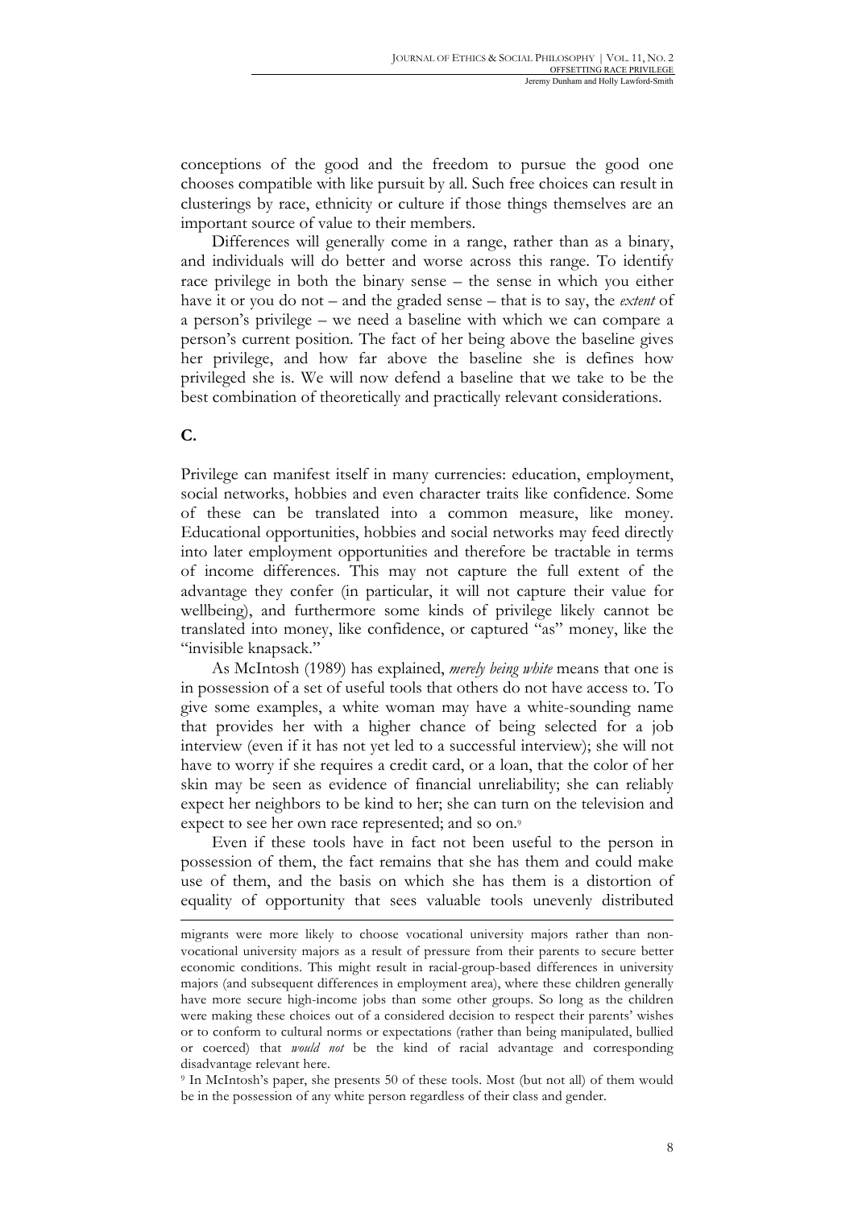conceptions of the good and the freedom to pursue the good one chooses compatible with like pursuit by all. Such free choices can result in clusterings by race, ethnicity or culture if those things themselves are an important source of value to their members.

Differences will generally come in a range, rather than as a binary, and individuals will do better and worse across this range. To identify race privilege in both the binary sense – the sense in which you either have it or you do not – and the graded sense – that is to say, the *extent* of a person's privilege – we need a baseline with which we can compare a person's current position. The fact of her being above the baseline gives her privilege, and how far above the baseline she is defines how privileged she is. We will now defend a baseline that we take to be the best combination of theoretically and practically relevant considerations.

## C.

Privilege can manifest itself in many currencies: education, employment, social networks, hobbies and even character traits like confidence. Some of these can be translated into a common measure, like money. Educational opportunities, hobbies and social networks may feed directly into later employment opportunities and therefore be tractable in terms of income differences. This may not capture the full extent of the advantage they confer (in particular, it will not capture their value for wellbeing), and furthermore some kinds of privilege likely cannot be translated into money, like confidence, or captured "as" money, like the "invisible knapsack."

As McIntosh (1989) has explained, *merely being white* means that one is in possession of a set of useful tools that others do not have access to. To give some examples, a white woman may have a white-sounding name that provides her with a higher chance of being selected for a job interview (even if it has not yet led to a successful interview); she will not have to worry if she requires a credit card, or a loan, that the color of her skin may be seen as evidence of financial unreliability; she can reliably expect her neighbors to be kind to her; she can turn on the television and expect to see her own race represented; and so on.[9]

Even if these tools have in fact not been useful to the person in possession of them, the fact remains that she has them and could make use of them, and the basis on which she has them is a distortion of equality of opportunity that sees valuable tools unevenly distributed

---

migrants were more likely to choose vocational university majors rather than non-vocational university majors as a result of pressure from their parents to secure better economic conditions. This might result in racial-group-based differences in university majors (and subsequent differences in employment area), where these children generally have more secure high-income jobs than some other groups. So long as the children were making these choices out of a considered decision to respect their parents' wishes or to conform to cultural norms or expectations (rather than being manipulated, bullied or coerced) that *would not* be the kind of racial advantage and corresponding disadvantage relevant here.

[9] In McIntosh's paper, she presents 50 of these tools. Most (but not all) of them would be in the possession of any white person regardless of their class and gender.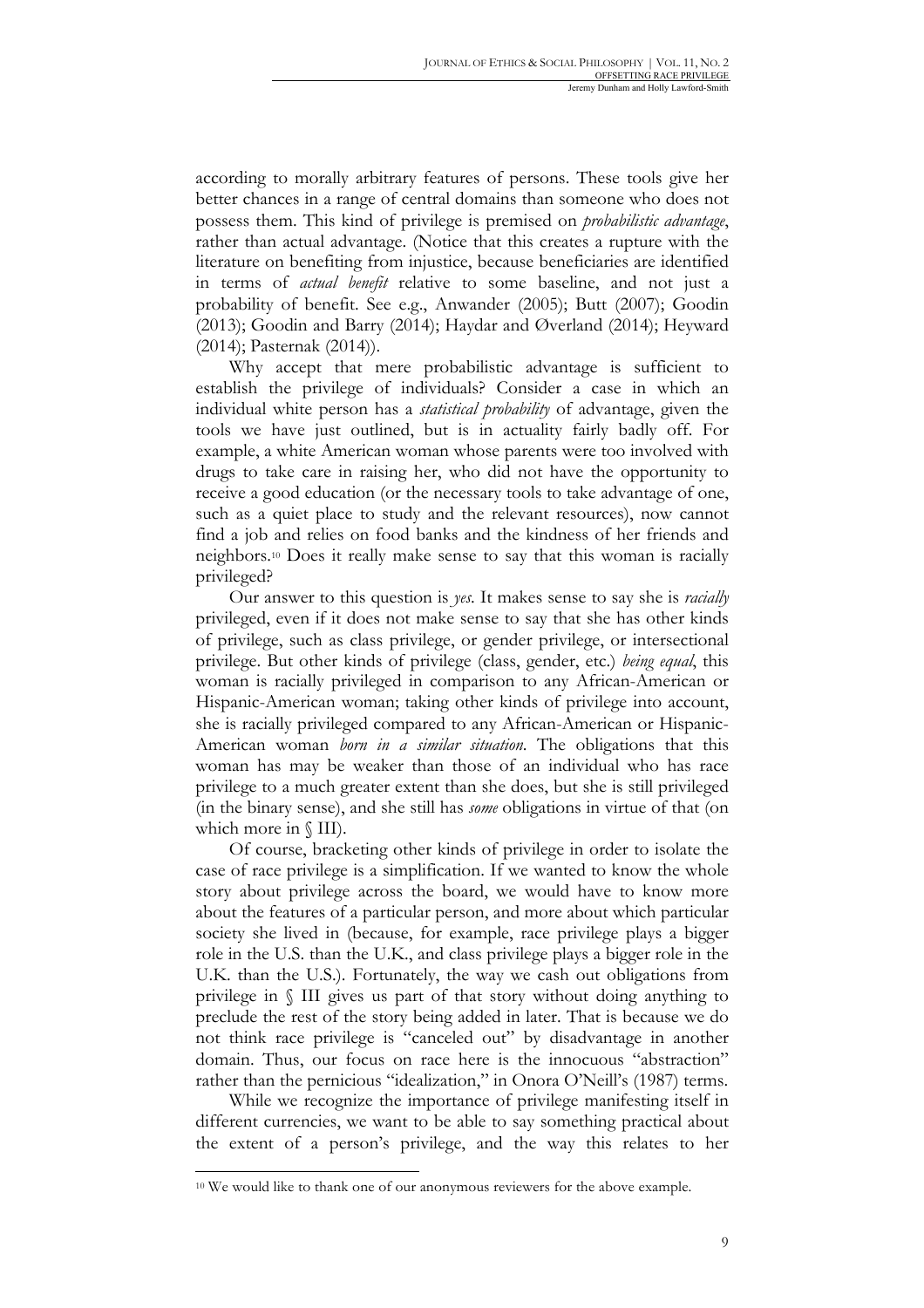according to morally arbitrary features of persons. These tools give her better chances in a range of central domains than someone who does not possess them. This kind of privilege is premised on *probabilistic advantage*, rather than actual advantage. (Notice that this creates a rupture with the literature on benefiting from injustice, because beneficiaries are identified in terms of *actual benefit* relative to some baseline, and not just a probability of benefit. See e.g., Anwander (2005); Butt (2007); Goodin (2013); Goodin and Barry (2014); Haydar and Øverland (2014); Heyward (2014); Pasternak (2014)).

Why accept that mere probabilistic advantage is sufficient to establish the privilege of individuals? Consider a case in which an individual white person has a *statistical probability* of advantage, given the tools we have just outlined, but is in actuality fairly badly off. For example, a white American woman whose parents were too involved with drugs to take care in raising her, who did not have the opportunity to receive a good education (or the necessary tools to take advantage of one, such as a quiet place to study and the relevant resources), now cannot find a job and relies on food banks and the kindness of her friends and neighbors.[10] Does it really make sense to say that this woman is racially privileged?

Our answer to this question is *yes*. It makes sense to say she is *racially* privileged, even if it does not make sense to say that she has other kinds of privilege, such as class privilege, or gender privilege, or intersectional privilege. But other kinds of privilege (class, gender, etc.) *being equal*, this woman is racially privileged in comparison to any African-American or Hispanic-American woman; taking other kinds of privilege into account, she is racially privileged compared to any African-American or Hispanic-American woman *born in a similar situation*. The obligations that this woman has may be weaker than those of an individual who has race privilege to a much greater extent than she does, but she is still privileged (in the binary sense), and she still has *some* obligations in virtue of that (on which more in § III).

Of course, bracketing other kinds of privilege in order to isolate the case of race privilege is a simplification. If we wanted to know the whole story about privilege across the board, we would have to know more about the features of a particular person, and more about which particular society she lived in (because, for example, race privilege plays a bigger role in the U.S. than the U.K., and class privilege plays a bigger role in the U.K. than the U.S.). Fortunately, the way we cash out obligations from privilege in § III gives us part of that story without doing anything to preclude the rest of the story being added in later. That is because we do not think race privilege is "canceled out" by disadvantage in another domain. Thus, our focus on race here is the innocuous "abstraction" rather than the pernicious "idealization," in Onora O'Neill's (1987) terms.

While we recognize the importance of privilege manifesting itself in different currencies, we want to be able to say something practical about the extent of a person's privilege, and the way this relates to her

[10] We would like to thank one of our anonymous reviewers for the above example.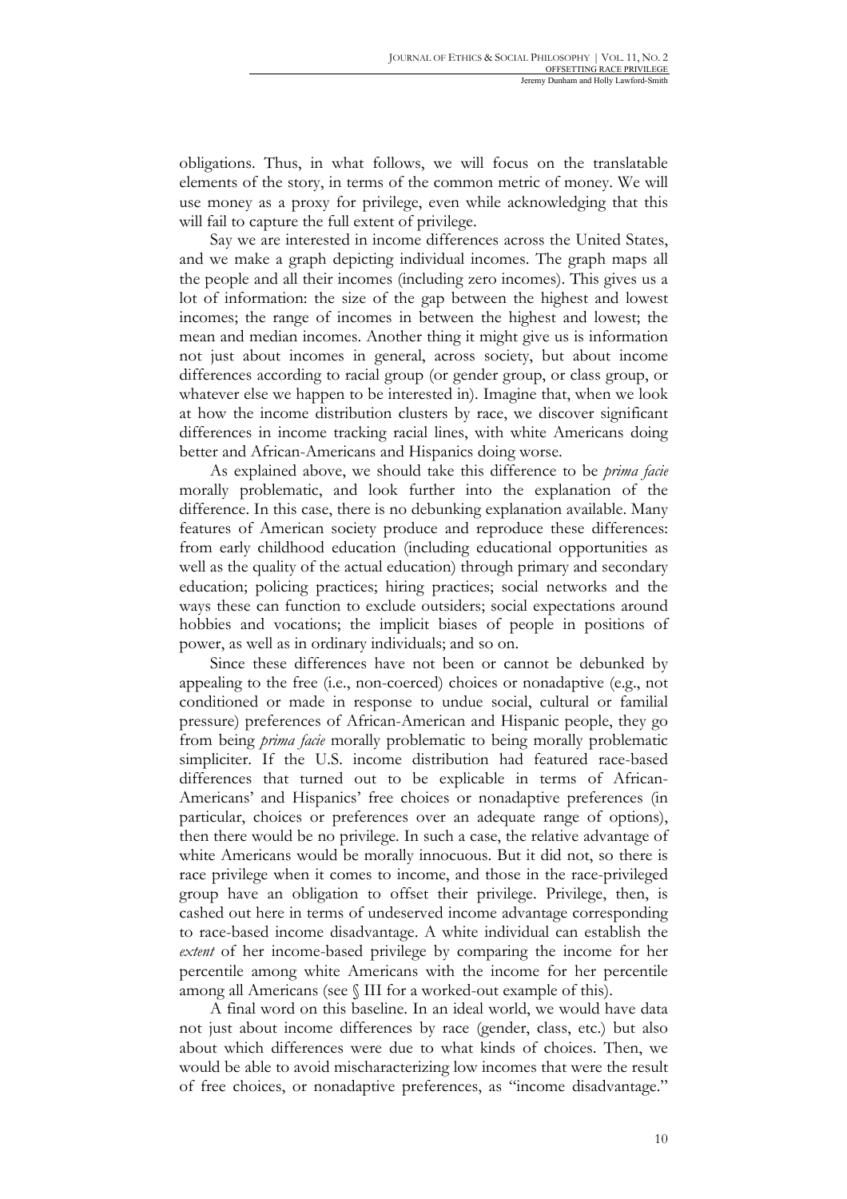obligations. Thus, in what follows, we will focus on the translatable elements of the story, in terms of the common metric of money. We will use money as a proxy for privilege, even while acknowledging that this will fail to capture the full extent of privilege.

Say we are interested in income differences across the United States, and we make a graph depicting individual incomes. The graph maps all the people and all their incomes (including zero incomes). This gives us a lot of information: the size of the gap between the highest and lowest incomes; the range of incomes in between the highest and lowest; the mean and median incomes. Another thing it might give us is information not just about incomes in general, across society, but about income differences according to racial group (or gender group, or class group, or whatever else we happen to be interested in). Imagine that, when we look at how the income distribution clusters by race, we discover significant differences in income tracking racial lines, with white Americans doing better and African-Americans and Hispanics doing worse.

As explained above, we should take this difference to be *prima facie* morally problematic, and look further into the explanation of the difference. In this case, there is no debunking explanation available. Many features of American society produce and reproduce these differences: from early childhood education (including educational opportunities as well as the quality of the actual education) through primary and secondary education; policing practices; hiring practices; social networks and the ways these can function to exclude outsiders; social expectations around hobbies and vocations; the implicit biases of people in positions of power, as well as in ordinary individuals; and so on.

Since these differences have not been or cannot be debunked by appealing to the free (i.e., non-coerced) choices or nonadaptive (e.g., not conditioned or made in response to undue social, cultural or familial pressure) preferences of African-American and Hispanic people, they go from being *prima facie* morally problematic to being morally problematic simpliciter. If the U.S. income distribution had featured race-based differences that turned out to be explicable in terms of African-Americans' and Hispanics' free choices or nonadaptive preferences (in particular, choices or preferences over an adequate range of options), then there would be no privilege. In such a case, the relative advantage of white Americans would be morally innocuous. But it did not, so there is race privilege when it comes to income, and those in the race-privileged group have an obligation to offset their privilege. Privilege, then, is cashed out here in terms of undeserved income advantage corresponding to race-based income disadvantage. A white individual can establish the *extent* of her income-based privilege by comparing the income for her percentile among white Americans with the income for her percentile among all Americans (see § III for a worked-out example of this).

A final word on this baseline. In an ideal world, we would have data not just about income differences by race (gender, class, etc.) but also about which differences were due to what kinds of choices. Then, we would be able to avoid mischaracterizing low incomes that were the result of free choices, or nonadaptive preferences, as "income disadvantage."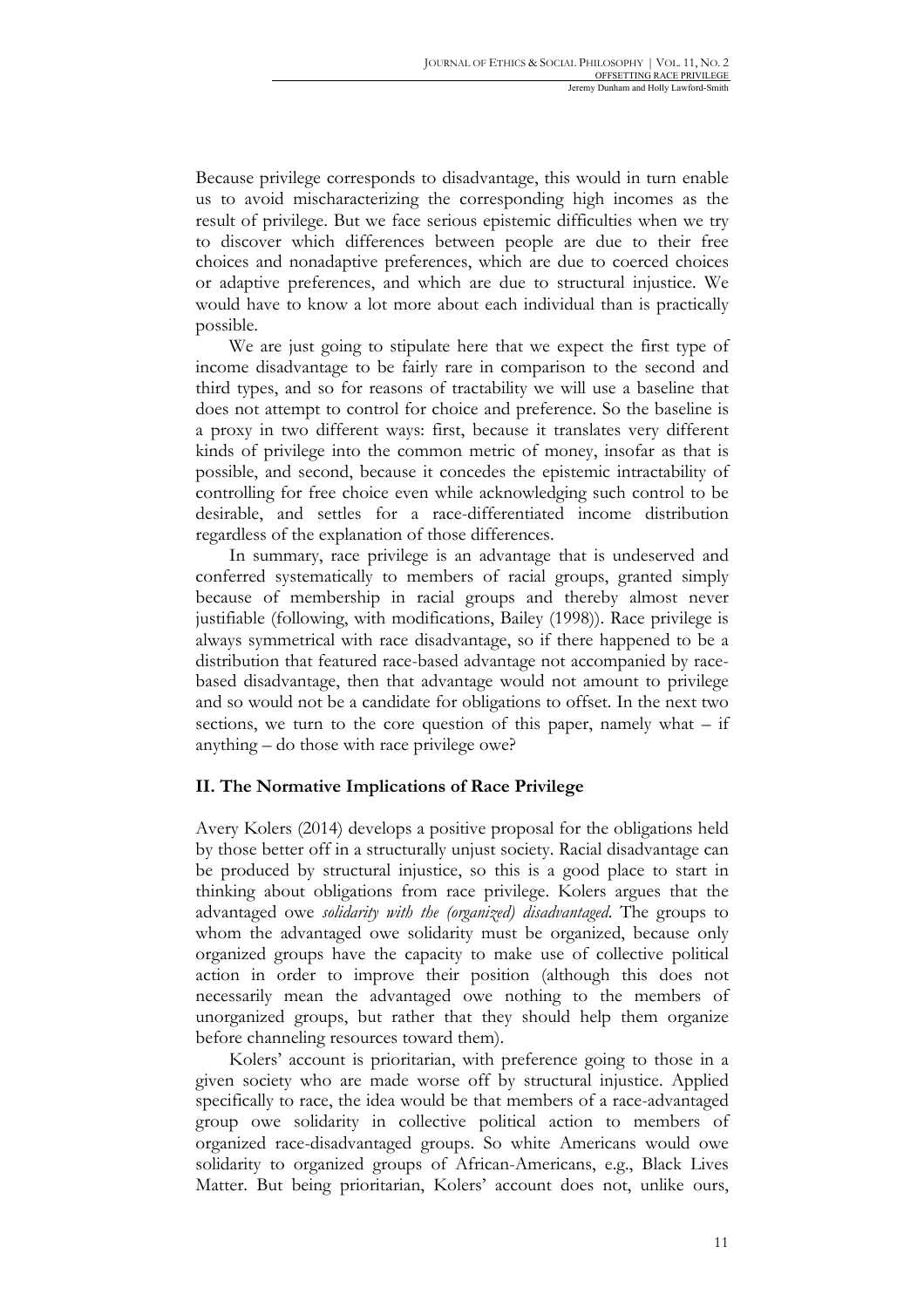Because privilege corresponds to disadvantage, this would in turn enable us to avoid mischaracterizing the corresponding high incomes as the result of privilege. But we face serious epistemic difficulties when we try to discover which differences between people are due to their free choices and nonadaptive preferences, which are due to coerced choices or adaptive preferences, and which are due to structural injustice. We would have to know a lot more about each individual than is practically possible.

We are just going to stipulate here that we expect the first type of income disadvantage to be fairly rare in comparison to the second and third types, and so for reasons of tractability we will use a baseline that does not attempt to control for choice and preference. So the baseline is a proxy in two different ways: first, because it translates very different kinds of privilege into the common metric of money, insofar as that is possible, and second, because it concedes the epistemic intractability of controlling for free choice even while acknowledging such control to be desirable, and settles for a race-differentiated income distribution regardless of the explanation of those differences.

In summary, race privilege is an advantage that is undeserved and conferred systematically to members of racial groups, granted simply because of membership in racial groups and thereby almost never justifiable (following, with modifications, Bailey (1998)). Race privilege is always symmetrical with race disadvantage, so if there happened to be a distribution that featured race-based advantage not accompanied by race-based disadvantage, then that advantage would not amount to privilege and so would not be a candidate for obligations to offset. In the next two sections, we turn to the core question of this paper, namely what – if anything – do those with race privilege owe?

## II. The Normative Implications of Race Privilege

Avery Kolers (2014) develops a positive proposal for the obligations held by those better off in a structurally unjust society. Racial disadvantage can be produced by structural injustice, so this is a good place to start in thinking about obligations from race privilege. Kolers argues that the advantaged owe *solidarity with the (organized) disadvantaged*. The groups to whom the advantaged owe solidarity must be organized, because only organized groups have the capacity to make use of collective political action in order to improve their position (although this does not necessarily mean the advantaged owe nothing to the members of unorganized groups, but rather that they should help them organize before channeling resources toward them).

Kolers' account is prioritarian, with preference going to those in a given society who are made worse off by structural injustice. Applied specifically to race, the idea would be that members of a race-advantaged group owe solidarity in collective political action to members of organized race-disadvantaged groups. So white Americans would owe solidarity to organized groups of African-Americans, e.g., Black Lives Matter. But being prioritarian, Kolers' account does not, unlike ours,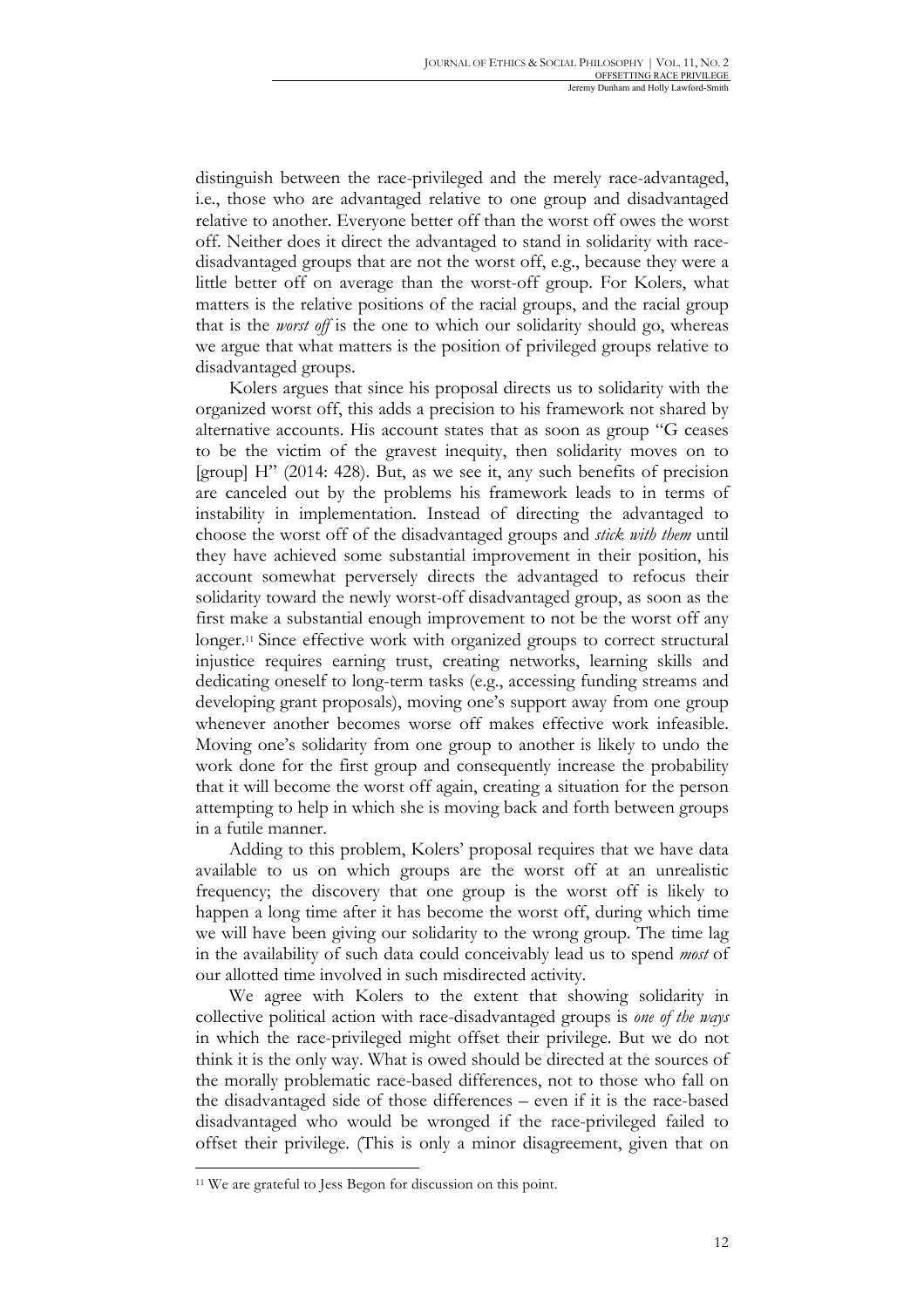distinguish between the race-privileged and the merely race-advantaged, i.e., those who are advantaged relative to one group and disadvantaged relative to another. Everyone better off than the worst off owes the worst off. Neither does it direct the advantaged to stand in solidarity with race-disadvantaged groups that are not the worst off, e.g., because they were a little better off on average than the worst-off group. For Kolers, what matters is the relative positions of the racial groups, and the racial group that is the *worst off* is the one to which our solidarity should go, whereas we argue that what matters is the position of privileged groups relative to disadvantaged groups.

Kolers argues that since his proposal directs us to solidarity with the organized worst off, this adds a precision to his framework not shared by alternative accounts. His account states that as soon as group "G ceases to be the victim of the gravest inequity, then solidarity moves on to [group] H" (2014: 428). But, as we see it, any such benefits of precision are canceled out by the problems his framework leads to in terms of instability in implementation. Instead of directing the advantaged to choose the worst off of the disadvantaged groups and *stick with them* until they have achieved some substantial improvement in their position, his account somewhat perversely directs the advantaged to refocus their solidarity toward the newly worst-off disadvantaged group, as soon as the first make a substantial enough improvement to not be the worst off any longer.[11] Since effective work with organized groups to correct structural injustice requires earning trust, creating networks, learning skills and dedicating oneself to long-term tasks (e.g., accessing funding streams and developing grant proposals), moving one's support away from one group whenever another becomes worse off makes effective work infeasible. Moving one's solidarity from one group to another is likely to undo the work done for the first group and consequently increase the probability that it will become the worst off again, creating a situation for the person attempting to help in which she is moving back and forth between groups in a futile manner.

Adding to this problem, Kolers' proposal requires that we have data available to us on which groups are the worst off at an unrealistic frequency; the discovery that one group is the worst off is likely to happen a long time after it has become the worst off, during which time we will have been giving our solidarity to the wrong group. The time lag in the availability of such data could conceivably lead us to spend *most* of our allotted time involved in such misdirected activity.

We agree with Kolers to the extent that showing solidarity in collective political action with race-disadvantaged groups is *one of the ways* in which the race-privileged might offset their privilege. But we do not think it is the only way. What is owed should be directed at the sources of the morally problematic race-based differences, not to those who fall on the disadvantaged side of those differences – even if it is the race-based disadvantaged who would be wronged if the race-privileged failed to offset their privilege. (This is only a minor disagreement, given that on

[11] We are grateful to Jess Begon for discussion on this point.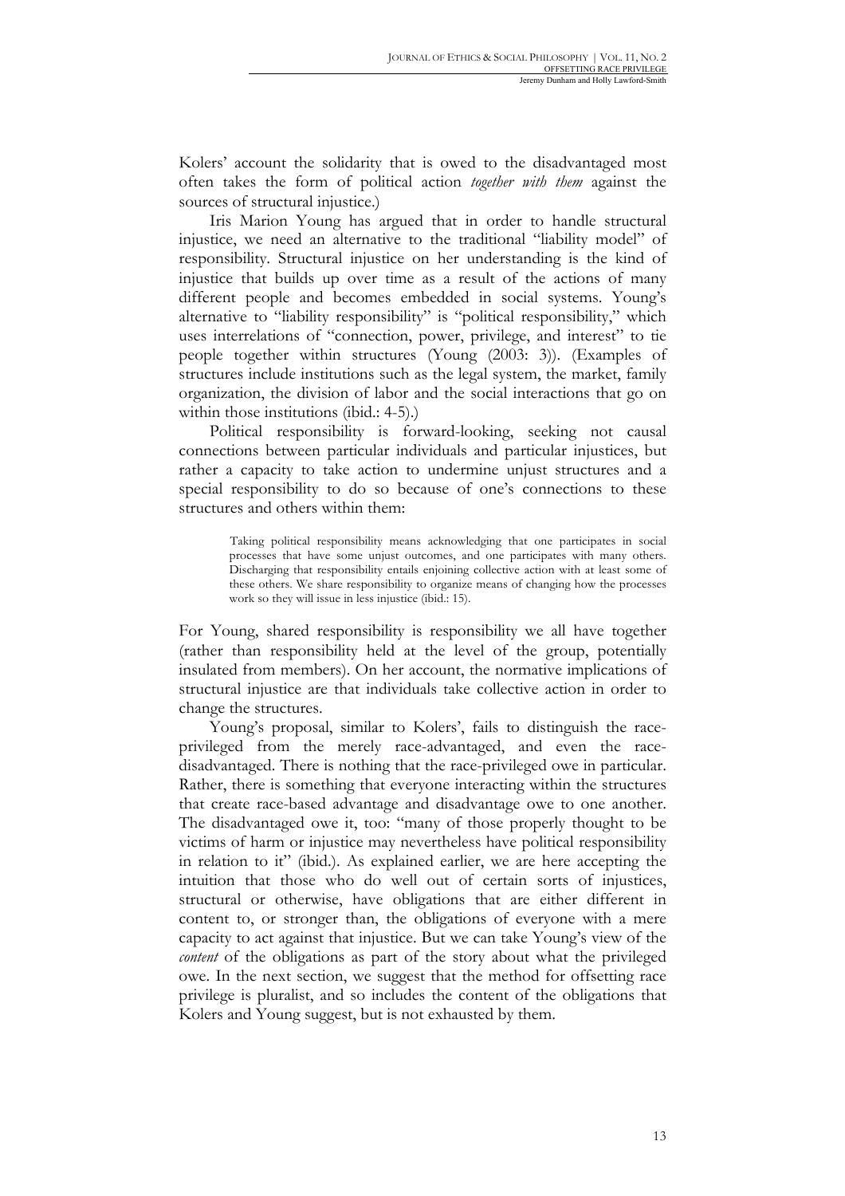Kolers' account the solidarity that is owed to the disadvantaged most often takes the form of political action *together with them* against the sources of structural injustice.)

Iris Marion Young has argued that in order to handle structural injustice, we need an alternative to the traditional "liability model" of responsibility. Structural injustice on her understanding is the kind of injustice that builds up over time as a result of the actions of many different people and becomes embedded in social systems. Young's alternative to "liability responsibility" is "political responsibility," which uses interrelations of "connection, power, privilege, and interest" to tie people together within structures (Young (2003: 3)). (Examples of structures include institutions such as the legal system, the market, family organization, the division of labor and the social interactions that go on within those institutions (ibid.: 4-5).)

Political responsibility is forward-looking, seeking not causal connections between particular individuals and particular injustices, but rather a capacity to take action to undermine unjust structures and a special responsibility to do so because of one's connections to these structures and others within them:

> Taking political responsibility means acknowledging that one participates in social processes that have some unjust outcomes, and one participates with many others. Discharging that responsibility entails enjoining collective action with at least some of these others. We share responsibility to organize means of changing how the processes work so they will issue in less injustice (ibid.: 15).

For Young, shared responsibility is responsibility we all have together (rather than responsibility held at the level of the group, potentially insulated from members). On her account, the normative implications of structural injustice are that individuals take collective action in order to change the structures.

Young's proposal, similar to Kolers', fails to distinguish the race-privileged from the merely race-advantaged, and even the race-disadvantaged. There is nothing that the race-privileged owe in particular. Rather, there is something that everyone interacting within the structures that create race-based advantage and disadvantage owe to one another. The disadvantaged owe it, too: "many of those properly thought to be victims of harm or injustice may nevertheless have political responsibility in relation to it" (ibid.). As explained earlier, we are here accepting the intuition that those who do well out of certain sorts of injustices, structural or otherwise, have obligations that are either different in content to, or stronger than, the obligations of everyone with a mere capacity to act against that injustice. But we can take Young's view of the *content* of the obligations as part of the story about what the privileged owe. In the next section, we suggest that the method for offsetting race privilege is pluralist, and so includes the content of the obligations that Kolers and Young suggest, but is not exhausted by them.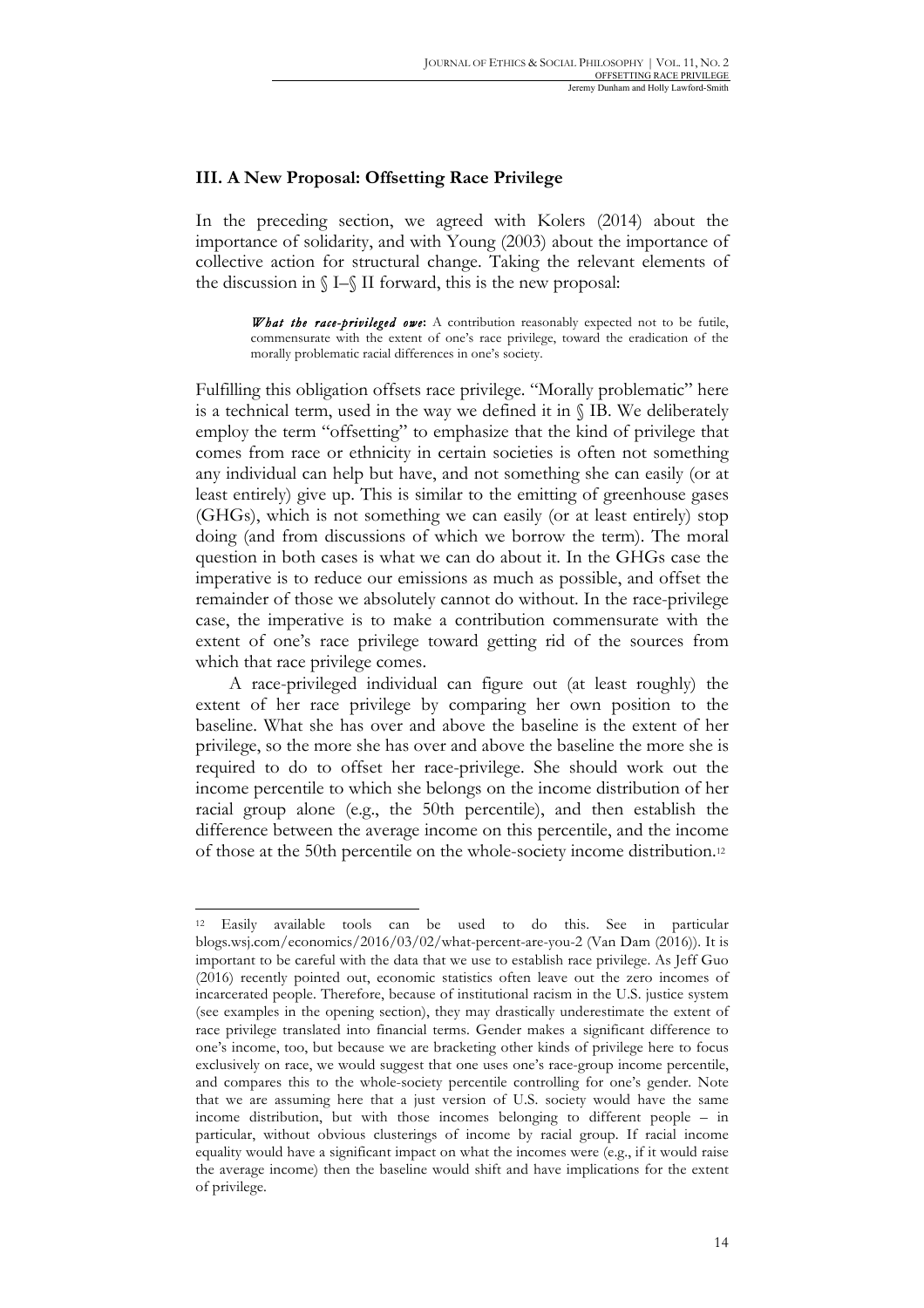### III. A New Proposal: Offsetting Race Privilege

In the preceding section, we agreed with Kolers (2014) about the importance of solidarity, and with Young (2003) about the importance of collective action for structural change. Taking the relevant elements of the discussion in § I–§ II forward, this is the new proposal:

> ***What the race-privileged owe*:** A contribution reasonably expected not to be futile, commensurate with the extent of one's race privilege, toward the eradication of the morally problematic racial differences in one's society.

Fulfilling this obligation offsets race privilege. "Morally problematic" here is a technical term, used in the way we defined it in § IB. We deliberately employ the term "offsetting" to emphasize that the kind of privilege that comes from race or ethnicity in certain societies is often not something any individual can help but have, and not something she can easily (or at least entirely) give up. This is similar to the emitting of greenhouse gases (GHGs), which is not something we can easily (or at least entirely) stop doing (and from discussions of which we borrow the term). The moral question in both cases is what we can do about it. In the GHGs case the imperative is to reduce our emissions as much as possible, and offset the remainder of those we absolutely cannot do without. In the race-privilege case, the imperative is to make a contribution commensurate with the extent of one's race privilege toward getting rid of the sources from which that race privilege comes.

A race-privileged individual can figure out (at least roughly) the extent of her race privilege by comparing her own position to the baseline. What she has over and above the baseline is the extent of her privilege, so the more she has over and above the baseline the more she is required to do to offset her race-privilege. She should work out the income percentile to which she belongs on the income distribution of her racial group alone (e.g., the 50th percentile), and then establish the difference between the average income on this percentile, and the income of those at the 50th percentile on the whole-society income distribution.[12]

---

[12] Easily available tools can be used to do this. See in particular blogs.wsj.com/economics/2016/03/02/what-percent-are-you-2 (Van Dam (2016)). It is important to be careful with the data that we use to establish race privilege. As Jeff Guo (2016) recently pointed out, economic statistics often leave out the zero incomes of incarcerated people. Therefore, because of institutional racism in the U.S. justice system (see examples in the opening section), they may drastically underestimate the extent of race privilege translated into financial terms. Gender makes a significant difference to one's income, too, but because we are bracketing other kinds of privilege here to focus exclusively on race, we would suggest that one uses one's race-group income percentile, and compares this to the whole-society percentile controlling for one's gender. Note that we are assuming here that a just version of U.S. society would have the same income distribution, but with those incomes belonging to different people – in particular, without obvious clusterings of income by racial group. If racial income equality would have a significant impact on what the incomes were (e.g., if it would raise the average income) then the baseline would shift and have implications for the extent of privilege.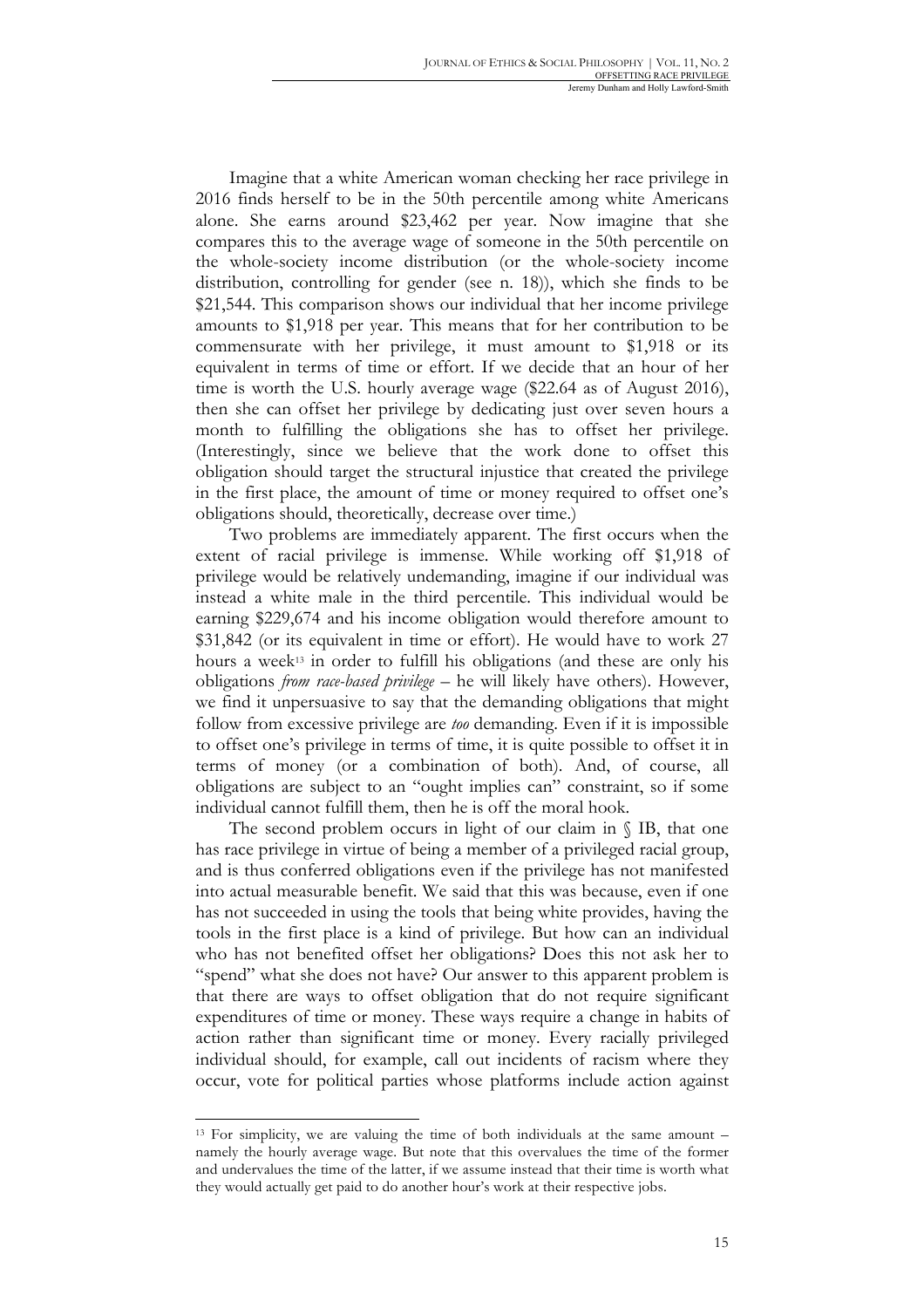Imagine that a white American woman checking her race privilege in 2016 finds herself to be in the 50th percentile among white Americans alone. She earns around $23,462 per year. Now imagine that she compares this to the average wage of someone in the 50th percentile on the whole-society income distribution (or the whole-society income distribution, controlling for gender (see n. 18)), which she finds to be $21,544. This comparison shows our individual that her income privilege amounts to $1,918 per year. This means that for her contribution to be commensurate with her privilege, it must amount to $1,918 or its equivalent in terms of time or effort. If we decide that an hour of her time is worth the U.S. hourly average wage ($22.64 as of August 2016), then she can offset her privilege by dedicating just over seven hours a month to fulfilling the obligations she has to offset her privilege. (Interestingly, since we believe that the work done to offset this obligation should target the structural injustice that created the privilege in the first place, the amount of time or money required to offset one's obligations should, theoretically, decrease over time.)

Two problems are immediately apparent. The first occurs when the extent of racial privilege is immense. While working off $1,918 of privilege would be relatively undemanding, imagine if our individual was instead a white male in the third percentile. This individual would be earning $229,674 and his income obligation would therefore amount to $31,842 (or its equivalent in time or effort). He would have to work 27 hours a week[13] in order to fulfill his obligations (and these are only his obligations *from race-based privilege* – he will likely have others). However, we find it unpersuasive to say that the demanding obligations that might follow from excessive privilege are *too* demanding. Even if it is impossible to offset one's privilege in terms of time, it is quite possible to offset it in terms of money (or a combination of both). And, of course, all obligations are subject to an "ought implies can" constraint, so if some individual cannot fulfill them, then he is off the moral hook.

The second problem occurs in light of our claim in § IB, that one has race privilege in virtue of being a member of a privileged racial group, and is thus conferred obligations even if the privilege has not manifested into actual measurable benefit. We said that this was because, even if one has not succeeded in using the tools that being white provides, having the tools in the first place is a kind of privilege. But how can an individual who has not benefited offset her obligations? Does this not ask her to "spend" what she does not have? Our answer to this apparent problem is that there are ways to offset obligation that do not require significant expenditures of time or money. These ways require a change in habits of action rather than significant time or money. Every racially privileged individual should, for example, call out incidents of racism where they occur, vote for political parties whose platforms include action against

---

[13] For simplicity, we are valuing the time of both individuals at the same amount – namely the hourly average wage. But note that this overvalues the time of the former and undervalues the time of the latter, if we assume instead that their time is worth what they would actually get paid to do another hour's work at their respective jobs.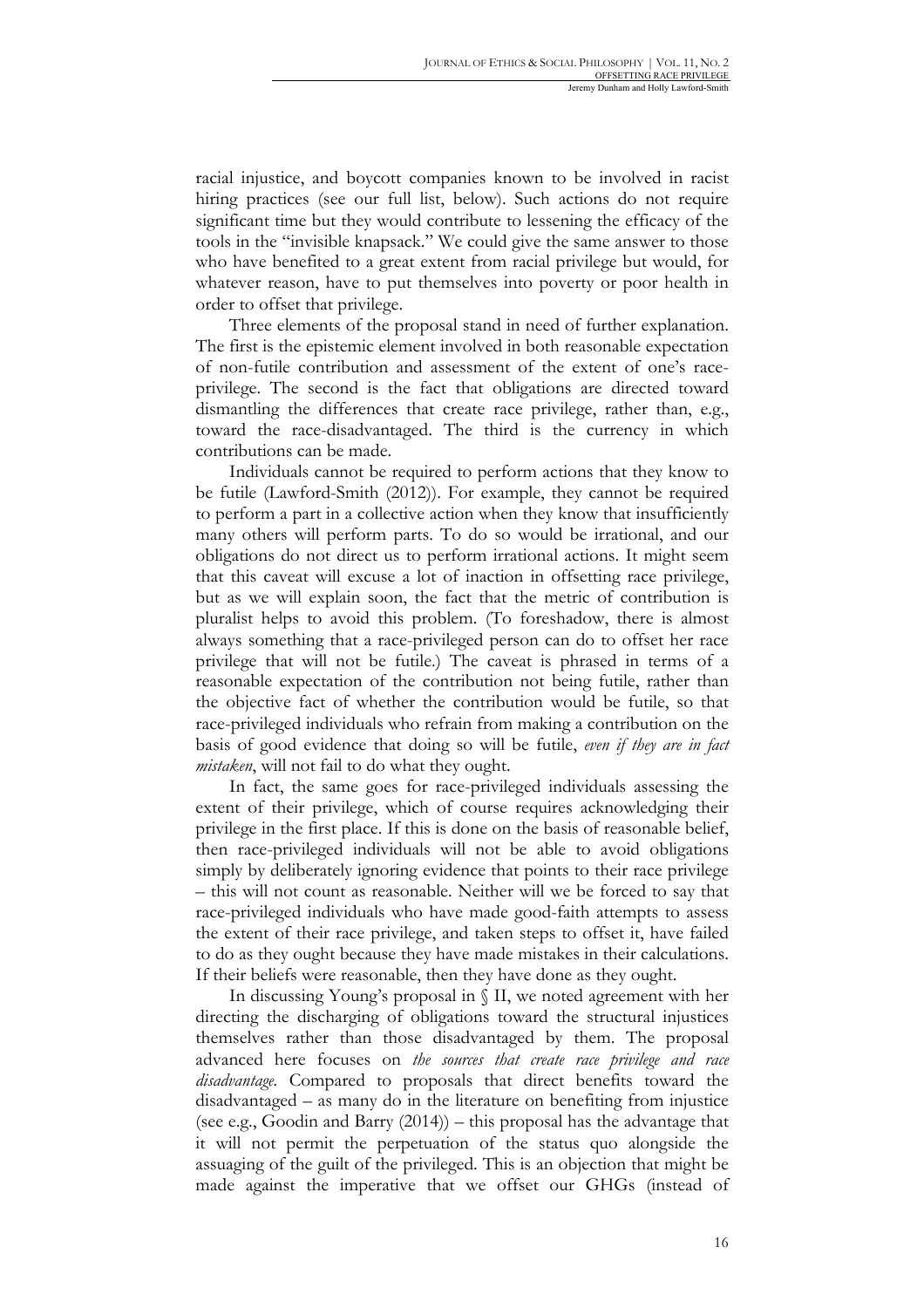racial injustice, and boycott companies known to be involved in racist hiring practices (see our full list, below). Such actions do not require significant time but they would contribute to lessening the efficacy of the tools in the "invisible knapsack." We could give the same answer to those who have benefited to a great extent from racial privilege but would, for whatever reason, have to put themselves into poverty or poor health in order to offset that privilege.

Three elements of the proposal stand in need of further explanation. The first is the epistemic element involved in both reasonable expectation of non-futile contribution and assessment of the extent of one's race-privilege. The second is the fact that obligations are directed toward dismantling the differences that create race privilege, rather than, e.g., toward the race-disadvantaged. The third is the currency in which contributions can be made.

Individuals cannot be required to perform actions that they know to be futile (Lawford-Smith (2012)). For example, they cannot be required to perform a part in a collective action when they know that insufficiently many others will perform parts. To do so would be irrational, and our obligations do not direct us to perform irrational actions. It might seem that this caveat will excuse a lot of inaction in offsetting race privilege, but as we will explain soon, the fact that the metric of contribution is pluralist helps to avoid this problem. (To foreshadow, there is almost always something that a race-privileged person can do to offset her race privilege that will not be futile.) The caveat is phrased in terms of a reasonable expectation of the contribution not being futile, rather than the objective fact of whether the contribution would be futile, so that race-privileged individuals who refrain from making a contribution on the basis of good evidence that doing so will be futile, *even if they are in fact mistaken*, will not fail to do what they ought.

In fact, the same goes for race-privileged individuals assessing the extent of their privilege, which of course requires acknowledging their privilege in the first place. If this is done on the basis of reasonable belief, then race-privileged individuals will not be able to avoid obligations simply by deliberately ignoring evidence that points to their race privilege – this will not count as reasonable. Neither will we be forced to say that race-privileged individuals who have made good-faith attempts to assess the extent of their race privilege, and taken steps to offset it, have failed to do as they ought because they have made mistakes in their calculations. If their beliefs were reasonable, then they have done as they ought.

In discussing Young's proposal in § II, we noted agreement with her directing the discharging of obligations toward the structural injustices themselves rather than those disadvantaged by them. The proposal advanced here focuses on *the sources that create race privilege and race disadvantage*. Compared to proposals that direct benefits toward the disadvantaged – as many do in the literature on benefiting from injustice (see e.g., Goodin and Barry (2014)) – this proposal has the advantage that it will not permit the perpetuation of the status quo alongside the assuaging of the guilt of the privileged. This is an objection that might be made against the imperative that we offset our GHGs (instead of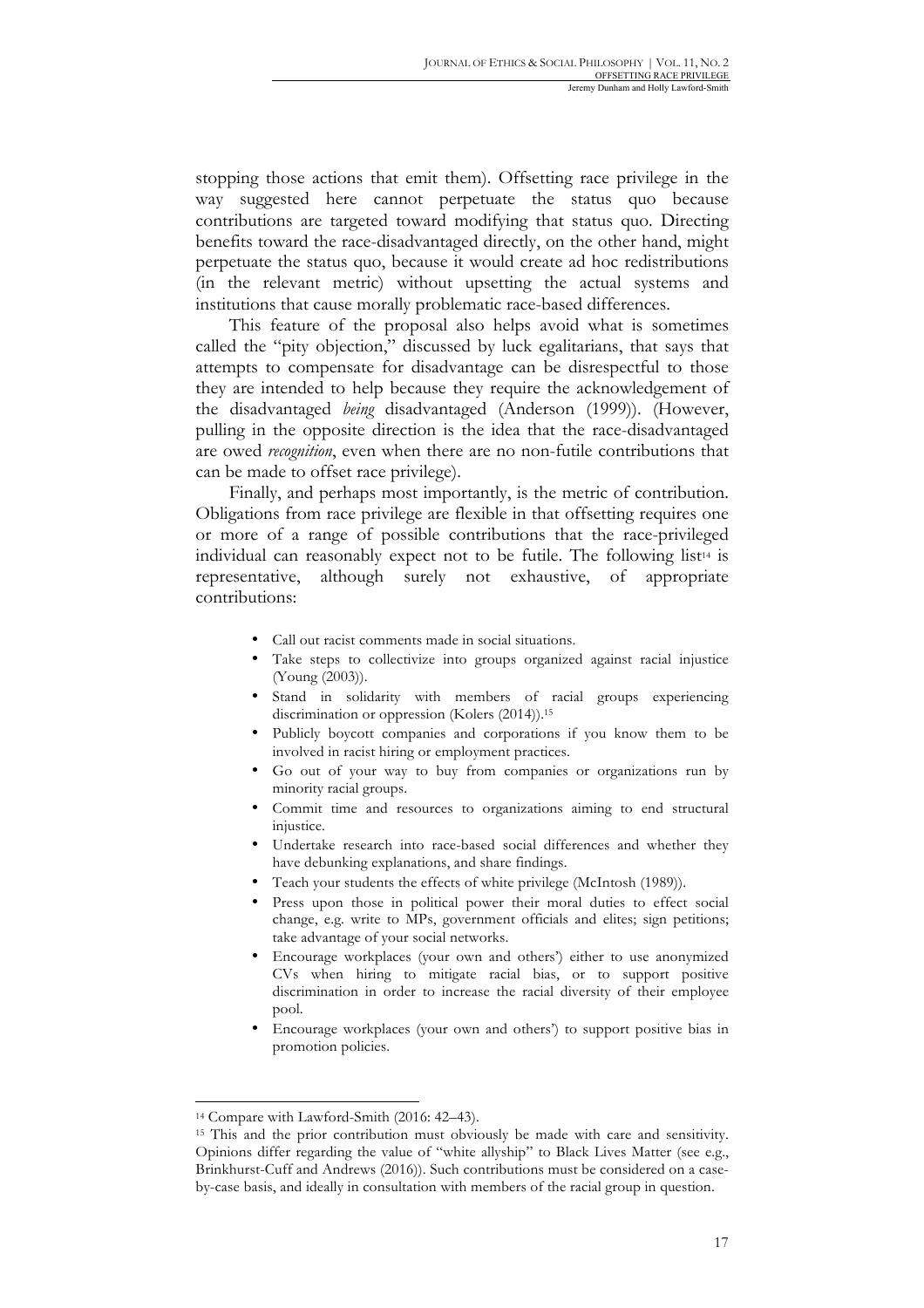stopping those actions that emit them). Offsetting race privilege in the way suggested here cannot perpetuate the status quo because contributions are targeted toward modifying that status quo. Directing benefits toward the race-disadvantaged directly, on the other hand, might perpetuate the status quo, because it would create ad hoc redistributions (in the relevant metric) without upsetting the actual systems and institutions that cause morally problematic race-based differences.

This feature of the proposal also helps avoid what is sometimes called the "pity objection," discussed by luck egalitarians, that says that attempts to compensate for disadvantage can be disrespectful to those they are intended to help because they require the acknowledgement of the disadvantaged *being* disadvantaged (Anderson (1999)). (However, pulling in the opposite direction is the idea that the race-disadvantaged are owed *recognition*, even when there are no non-futile contributions that can be made to offset race privilege).

Finally, and perhaps most importantly, is the metric of contribution. Obligations from race privilege are flexible in that offsetting requires one or more of a range of possible contributions that the race-privileged individual can reasonably expect not to be futile. The following list[14] is representative, although surely not exhaustive, of appropriate contributions:

- Call out racist comments made in social situations.
- Take steps to collectivize into groups organized against racial injustice (Young (2003)).
- Stand in solidarity with members of racial groups experiencing discrimination or oppression (Kolers (2014)).[15]
- Publicly boycott companies and corporations if you know them to be involved in racist hiring or employment practices.
- Go out of your way to buy from companies or organizations run by minority racial groups.
- Commit time and resources to organizations aiming to end structural injustice.
- Undertake research into race-based social differences and whether they have debunking explanations, and share findings.
- Teach your students the effects of white privilege (McIntosh (1989)).
- Press upon those in political power their moral duties to effect social change, e.g. write to MPs, government officials and elites; sign petitions; take advantage of your social networks.
- Encourage workplaces (your own and others') either to use anonymized CVs when hiring to mitigate racial bias, or to support positive discrimination in order to increase the racial diversity of their employee pool.
- Encourage workplaces (your own and others') to support positive bias in promotion policies.

---

[14] Compare with Lawford-Smith (2016: 42–43).

[15] This and the prior contribution must obviously be made with care and sensitivity. Opinions differ regarding the value of "white allyship" to Black Lives Matter (see e.g., Brinkhurst-Cuff and Andrews (2016)). Such contributions must be considered on a case-by-case basis, and ideally in consultation with members of the racial group in question.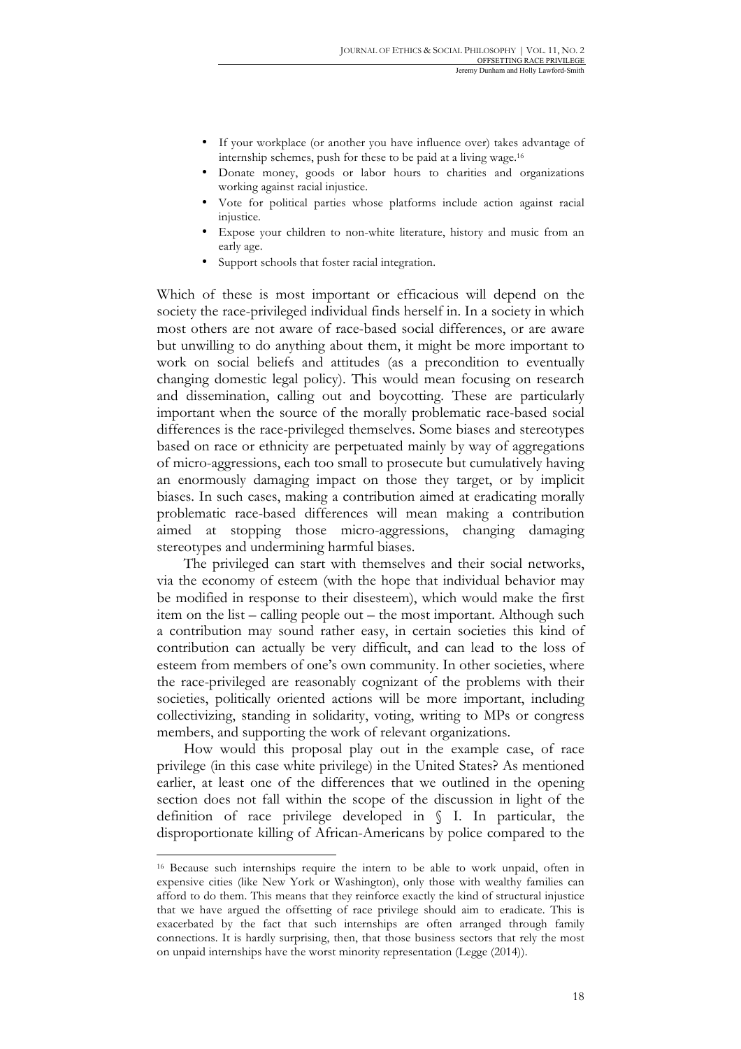- If your workplace (or another you have influence over) takes advantage of internship schemes, push for these to be paid at a living wage.[16]
- Donate money, goods or labor hours to charities and organizations working against racial injustice.
- Vote for political parties whose platforms include action against racial injustice.
- Expose your children to non-white literature, history and music from an early age.
- Support schools that foster racial integration.

Which of these is most important or efficacious will depend on the society the race-privileged individual finds herself in. In a society in which most others are not aware of race-based social differences, or are aware but unwilling to do anything about them, it might be more important to work on social beliefs and attitudes (as a precondition to eventually changing domestic legal policy). This would mean focusing on research and dissemination, calling out and boycotting. These are particularly important when the source of the morally problematic race-based social differences is the race-privileged themselves. Some biases and stereotypes based on race or ethnicity are perpetuated mainly by way of aggregations of micro-aggressions, each too small to prosecute but cumulatively having an enormously damaging impact on those they target, or by implicit biases. In such cases, making a contribution aimed at eradicating morally problematic race-based differences will mean making a contribution aimed at stopping those micro-aggressions, changing damaging stereotypes and undermining harmful biases.

The privileged can start with themselves and their social networks, via the economy of esteem (with the hope that individual behavior may be modified in response to their disesteem), which would make the first item on the list – calling people out – the most important. Although such a contribution may sound rather easy, in certain societies this kind of contribution can actually be very difficult, and can lead to the loss of esteem from members of one's own community. In other societies, where the race-privileged are reasonably cognizant of the problems with their societies, politically oriented actions will be more important, including collectivizing, standing in solidarity, voting, writing to MPs or congress members, and supporting the work of relevant organizations.

How would this proposal play out in the example case, of race privilege (in this case white privilege) in the United States? As mentioned earlier, at least one of the differences that we outlined in the opening section does not fall within the scope of the discussion in light of the definition of race privilege developed in § I. In particular, the disproportionate killing of African-Americans by police compared to the

[16] Because such internships require the intern to be able to work unpaid, often in expensive cities (like New York or Washington), only those with wealthy families can afford to do them. This means that they reinforce exactly the kind of structural injustice that we have argued the offsetting of race privilege should aim to eradicate. This is exacerbated by the fact that such internships are often arranged through family connections. It is hardly surprising, then, that those business sectors that rely the most on unpaid internships have the worst minority representation (Legge (2014)).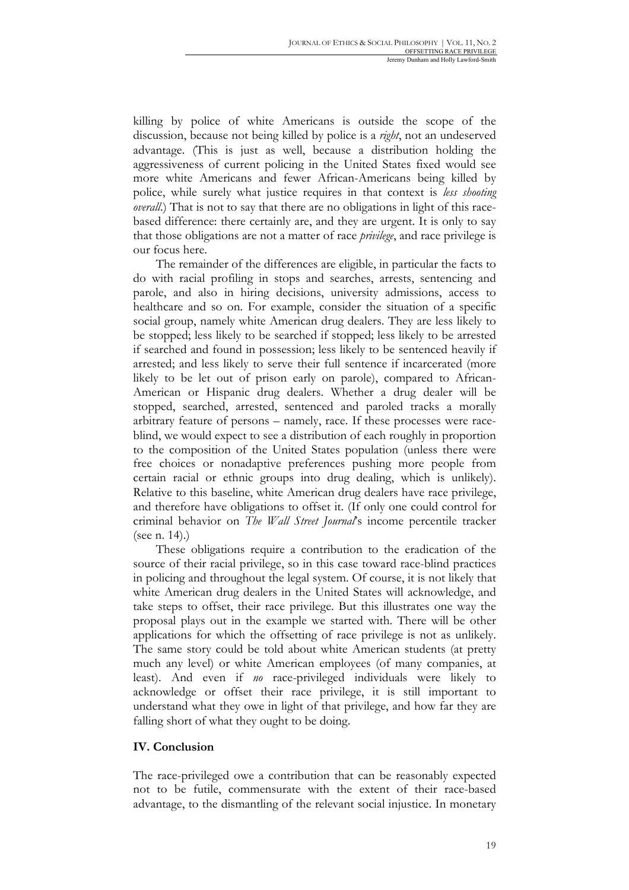killing by police of white Americans is outside the scope of the discussion, because not being killed by police is a *right*, not an undeserved advantage. (This is just as well, because a distribution holding the aggressiveness of current policing in the United States fixed would see more white Americans and fewer African-Americans being killed by police, while surely what justice requires in that context is *less shooting overall*.) That is not to say that there are no obligations in light of this race-based difference: there certainly are, and they are urgent. It is only to say that those obligations are not a matter of race *privilege*, and race privilege is our focus here.

The remainder of the differences are eligible, in particular the facts to do with racial profiling in stops and searches, arrests, sentencing and parole, and also in hiring decisions, university admissions, access to healthcare and so on. For example, consider the situation of a specific social group, namely white American drug dealers. They are less likely to be stopped; less likely to be searched if stopped; less likely to be arrested if searched and found in possession; less likely to be sentenced heavily if arrested; and less likely to serve their full sentence if incarcerated (more likely to be let out of prison early on parole), compared to African-American or Hispanic drug dealers. Whether a drug dealer will be stopped, searched, arrested, sentenced and paroled tracks a morally arbitrary feature of persons – namely, race. If these processes were race-blind, we would expect to see a distribution of each roughly in proportion to the composition of the United States population (unless there were free choices or nonadaptive preferences pushing more people from certain racial or ethnic groups into drug dealing, which is unlikely). Relative to this baseline, white American drug dealers have race privilege, and therefore have obligations to offset it. (If only one could control for criminal behavior on *The Wall Street Journal*'s income percentile tracker (see n. 14).)

These obligations require a contribution to the eradication of the source of their racial privilege, so in this case toward race-blind practices in policing and throughout the legal system. Of course, it is not likely that white American drug dealers in the United States will acknowledge, and take steps to offset, their race privilege. But this illustrates one way the proposal plays out in the example we started with. There will be other applications for which the offsetting of race privilege is not as unlikely. The same story could be told about white American students (at pretty much any level) or white American employees (of many companies, at least). And even if *no* race-privileged individuals were likely to acknowledge or offset their race privilege, it is still important to understand what they owe in light of that privilege, and how far they are falling short of what they ought to be doing.

## IV. Conclusion

The race-privileged owe a contribution that can be reasonably expected not to be futile, commensurate with the extent of their race-based advantage, to the dismantling of the relevant social injustice. In monetary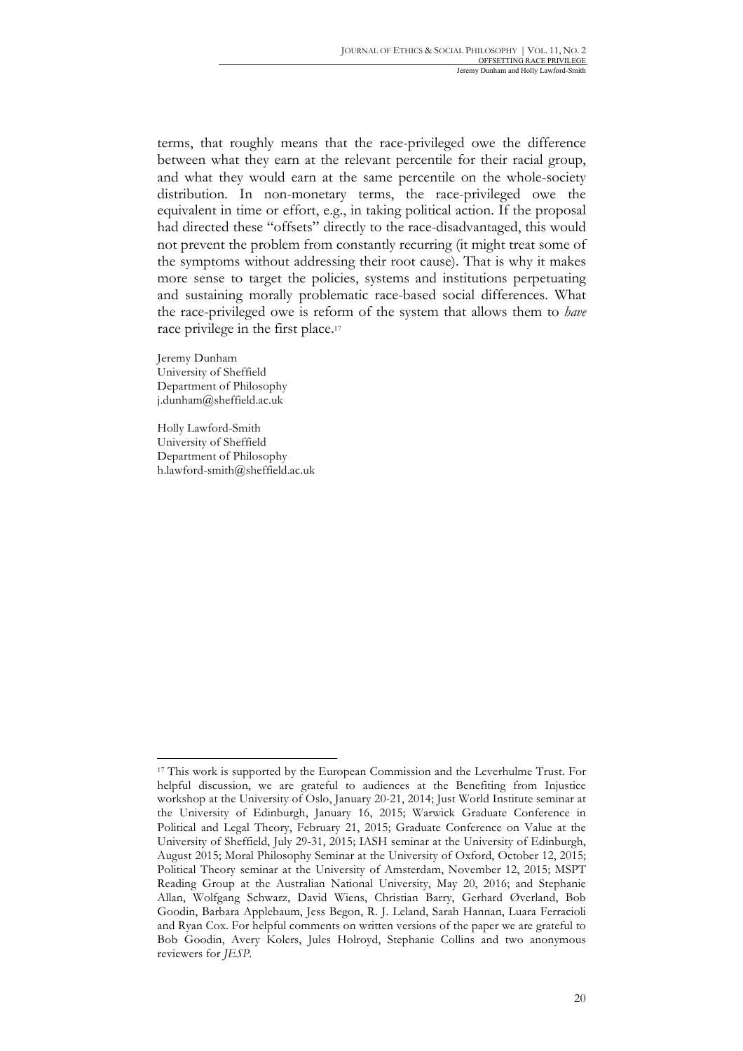terms, that roughly means that the race-privileged owe the difference between what they earn at the relevant percentile for their racial group, and what they would earn at the same percentile on the whole-society distribution. In non-monetary terms, the race-privileged owe the equivalent in time or effort, e.g., in taking political action. If the proposal had directed these "offsets" directly to the race-disadvantaged, this would not prevent the problem from constantly recurring (it might treat some of the symptoms without addressing their root cause). That is why it makes more sense to target the policies, systems and institutions perpetuating and sustaining morally problematic race-based social differences. What the race-privileged owe is reform of the system that allows them to *have* race privilege in the first place.[17]

Jeremy Dunham
University of Sheffield
Department of Philosophy
j.dunham@sheffield.ac.uk

Holly Lawford-Smith
University of Sheffield
Department of Philosophy
h.lawford-smith@sheffield.ac.uk

---

[17] This work is supported by the European Commission and the Leverhulme Trust. For helpful discussion, we are grateful to audiences at the Benefiting from Injustice workshop at the University of Oslo, January 20-21, 2014; Just World Institute seminar at the University of Edinburgh, January 16, 2015; Warwick Graduate Conference in Political and Legal Theory, February 21, 2015; Graduate Conference on Value at the University of Sheffield, July 29-31, 2015; IASH seminar at the University of Edinburgh, August 2015; Moral Philosophy Seminar at the University of Oxford, October 12, 2015; Political Theory seminar at the University of Amsterdam, November 12, 2015; MSPT Reading Group at the Australian National University, May 20, 2016; and Stephanie Allan, Wolfgang Schwarz, David Wiens, Christian Barry, Gerhard Øverland, Bob Goodin, Barbara Applebaum, Jess Begon, R. J. Leland, Sarah Hannan, Luara Ferracioli and Ryan Cox. For helpful comments on written versions of the paper we are grateful to Bob Goodin, Avery Kolers, Jules Holroyd, Stephanie Collins and two anonymous reviewers for *JESP*.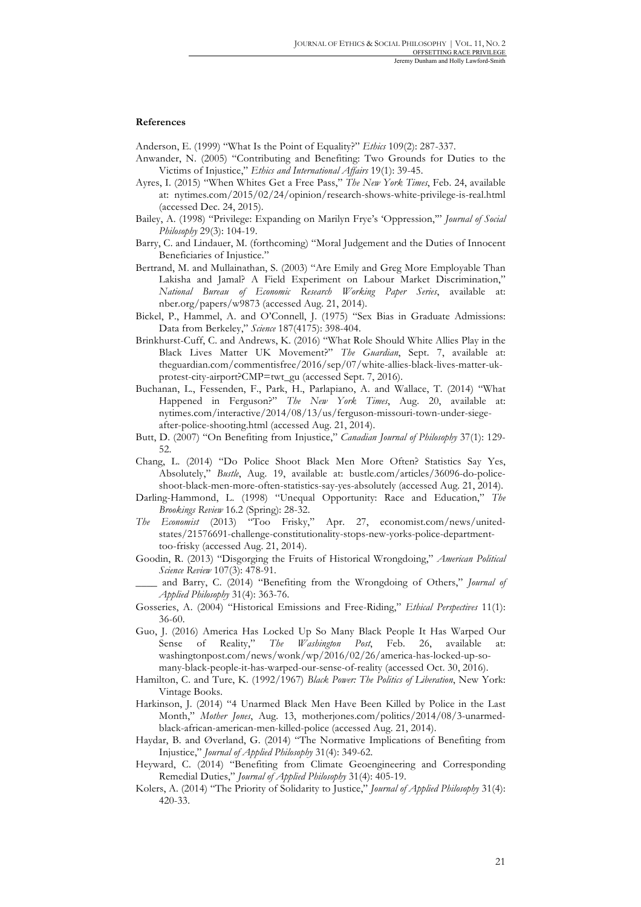**References**

Anderson, E. (1999) "What Is the Point of Equality?" *Ethics* 109(2): 287-337.

Anwander, N. (2005) "Contributing and Benefiting: Two Grounds for Duties to the Victims of Injustice," *Ethics and International Affairs* 19(1): 39-45.

Ayres, I. (2015) "When Whites Get a Free Pass," *The New York Times*, Feb. 24, available at: nytimes.com/2015/02/24/opinion/research-shows-white-privilege-is-real.html (accessed Dec. 24, 2015).

Bailey, A. (1998) "Privilege: Expanding on Marilyn Frye's 'Oppression,'" *Journal of Social Philosophy* 29(3): 104-19.

Barry, C. and Lindauer, M. (forthcoming) "Moral Judgement and the Duties of Innocent Beneficiaries of Injustice."

Bertrand, M. and Mullainathan, S. (2003) "Are Emily and Greg More Employable Than Lakisha and Jamal? A Field Experiment on Labour Market Discrimination," *National Bureau of Economic Research Working Paper Series*, available at: nber.org/papers/w9873 (accessed Aug. 21, 2014).

Bickel, P., Hammel, A. and O'Connell, J. (1975) "Sex Bias in Graduate Admissions: Data from Berkeley," *Science* 187(4175): 398-404.

Brinkhurst-Cuff, C. and Andrews, K. (2016) "What Role Should White Allies Play in the Black Lives Matter UK Movement?" *The Guardian*, Sept. 7, available at: theguardian.com/commentisfree/2016/sep/07/white-allies-black-lives-matter-uk-protest-city-airport?CMP=twt_gu (accessed Sept. 7, 2016).

Buchanan, L., Fessenden, F., Park, H., Parlapiano, A. and Wallace, T. (2014) "What Happened in Ferguson?" *The New York Times*, Aug. 20, available at: nytimes.com/interactive/2014/08/13/us/ferguson-missouri-town-under-siege-after-police-shooting.html (accessed Aug. 21, 2014).

Butt, D. (2007) "On Benefiting from Injustice," *Canadian Journal of Philosophy* 37(1): 129-52.

Chang, L. (2014) "Do Police Shoot Black Men More Often? Statistics Say Yes, Absolutely," *Bustle*, Aug. 19, available at: bustle.com/articles/36096-do-police-shoot-black-men-more-often-statistics-say-yes-absolutely (accessed Aug. 21, 2014).

Darling-Hammond, L. (1998) "Unequal Opportunity: Race and Education," *The Brookings Review* 16.2 (Spring): 28-32.

*The Economist* (2013) "Too Frisky," Apr. 27, economist.com/news/united-states/21576691-challenge-constitutionality-stops-new-yorks-police-department-too-frisky (accessed Aug. 21, 2014).

Goodin, R. (2013) "Disgorging the Fruits of Historical Wrongdoing," *American Political Science Review* 107(3): 478-91.

____ and Barry, C. (2014) "Benefiting from the Wrongdoing of Others," *Journal of Applied Philosophy* 31(4): 363-76.

Gosseries, A. (2004) "Historical Emissions and Free-Riding," *Ethical Perspectives* 11(1): 36-60.

Guo, J. (2016) America Has Locked Up So Many Black People It Has Warped Our Sense of Reality," *The Washington Post*, Feb. 26, available at: washingtonpost.com/news/wonk/wp/2016/02/26/america-has-locked-up-so-many-black-people-it-has-warped-our-sense-of-reality (accessed Oct. 30, 2016).

Hamilton, C. and Ture, K. (1992/1967) *Black Power: The Politics of Liberation*, New York: Vintage Books.

Harkinson, J. (2014) "4 Unarmed Black Men Have Been Killed by Police in the Last Month," *Mother Jones*, Aug. 13, motherjones.com/politics/2014/08/3-unarmed-black-african-american-men-killed-police (accessed Aug. 21, 2014).

Haydar, B. and Øverland, G. (2014) "The Normative Implications of Benefiting from Injustice," *Journal of Applied Philosophy* 31(4): 349-62.

Heyward, C. (2014) "Benefiting from Climate Geoengineering and Corresponding Remedial Duties," *Journal of Applied Philosophy* 31(4): 405-19.

Kolers, A. (2014) "The Priority of Solidarity to Justice," *Journal of Applied Philosophy* 31(4): 420-33.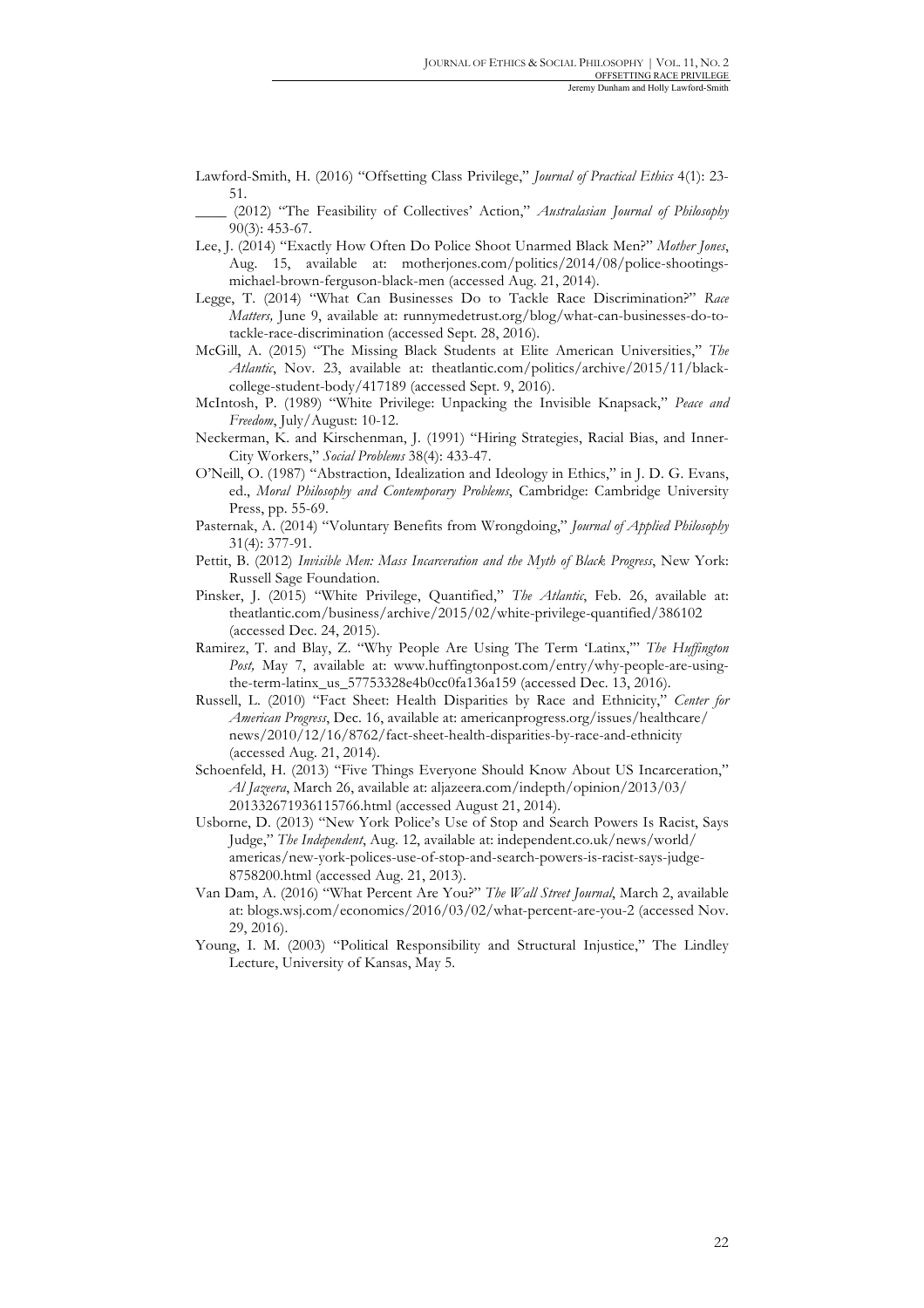Lawford-Smith, H. (2016) "Offsetting Class Privilege," *Journal of Practical Ethics* 4(1): 23-51.

____ (2012) "The Feasibility of Collectives' Action," *Australasian Journal of Philosophy* 90(3): 453-67.

Lee, J. (2014) "Exactly How Often Do Police Shoot Unarmed Black Men?" *Mother Jones*, Aug. 15, available at: motherjones.com/politics/2014/08/police-shootings-michael-brown-ferguson-black-men (accessed Aug. 21, 2014).

Legge, T. (2014) "What Can Businesses Do to Tackle Race Discrimination?" *Race Matters,* June 9, available at: runnymedetrust.org/blog/what-can-businesses-do-to-tackle-race-discrimination (accessed Sept. 28, 2016).

McGill, A. (2015) "The Missing Black Students at Elite American Universities," *The Atlantic*, Nov. 23, available at: theatlantic.com/politics/archive/2015/11/black-college-student-body/417189 (accessed Sept. 9, 2016).

McIntosh, P. (1989) "White Privilege: Unpacking the Invisible Knapsack," *Peace and Freedom*, July/August: 10-12.

Neckerman, K. and Kirschenman, J. (1991) "Hiring Strategies, Racial Bias, and Inner-City Workers," *Social Problems* 38(4): 433-47.

O'Neill, O. (1987) "Abstraction, Idealization and Ideology in Ethics," in J. D. G. Evans, ed., *Moral Philosophy and Contemporary Problems*, Cambridge: Cambridge University Press, pp. 55-69.

Pasternak, A. (2014) "Voluntary Benefits from Wrongdoing," *Journal of Applied Philosophy* 31(4): 377-91.

Pettit, B. (2012) *Invisible Men: Mass Incarceration and the Myth of Black Progress*, New York: Russell Sage Foundation.

Pinsker, J. (2015) "White Privilege, Quantified," *The Atlantic*, Feb. 26, available at: theatlantic.com/business/archive/2015/02/white-privilege-quantified/386102 (accessed Dec. 24, 2015).

Ramirez, T. and Blay, Z. "Why People Are Using The Term 'Latinx,'" *The Huffington Post,* May 7, available at: www.huffingtonpost.com/entry/why-people-are-using-the-term-latinx_us_57753328e4b0cc0fa136a159 (accessed Dec. 13, 2016).

Russell, L. (2010) "Fact Sheet: Health Disparities by Race and Ethnicity," *Center for American Progress*, Dec. 16, available at: americanprogress.org/issues/healthcare/news/2010/12/16/8762/fact-sheet-health-disparities-by-race-and-ethnicity (accessed Aug. 21, 2014).

Schoenfeld, H. (2013) "Five Things Everyone Should Know About US Incarceration," *Al Jazeera*, March 26, available at: aljazeera.com/indepth/opinion/2013/03/201332671936115766.html (accessed August 21, 2014).

Usborne, D. (2013) "New York Police's Use of Stop and Search Powers Is Racist, Says Judge," *The Independent*, Aug. 12, available at: independent.co.uk/news/world/americas/new-york-polices-use-of-stop-and-search-powers-is-racist-says-judge-8758200.html (accessed Aug. 21, 2013).

Van Dam, A. (2016) "What Percent Are You?" *The Wall Street Journal*, March 2, available at: blogs.wsj.com/economics/2016/03/02/what-percent-are-you-2 (accessed Nov. 29, 2016).

Young, I. M. (2003) "Political Responsibility and Structural Injustice," The Lindley Lecture, University of Kansas, May 5.